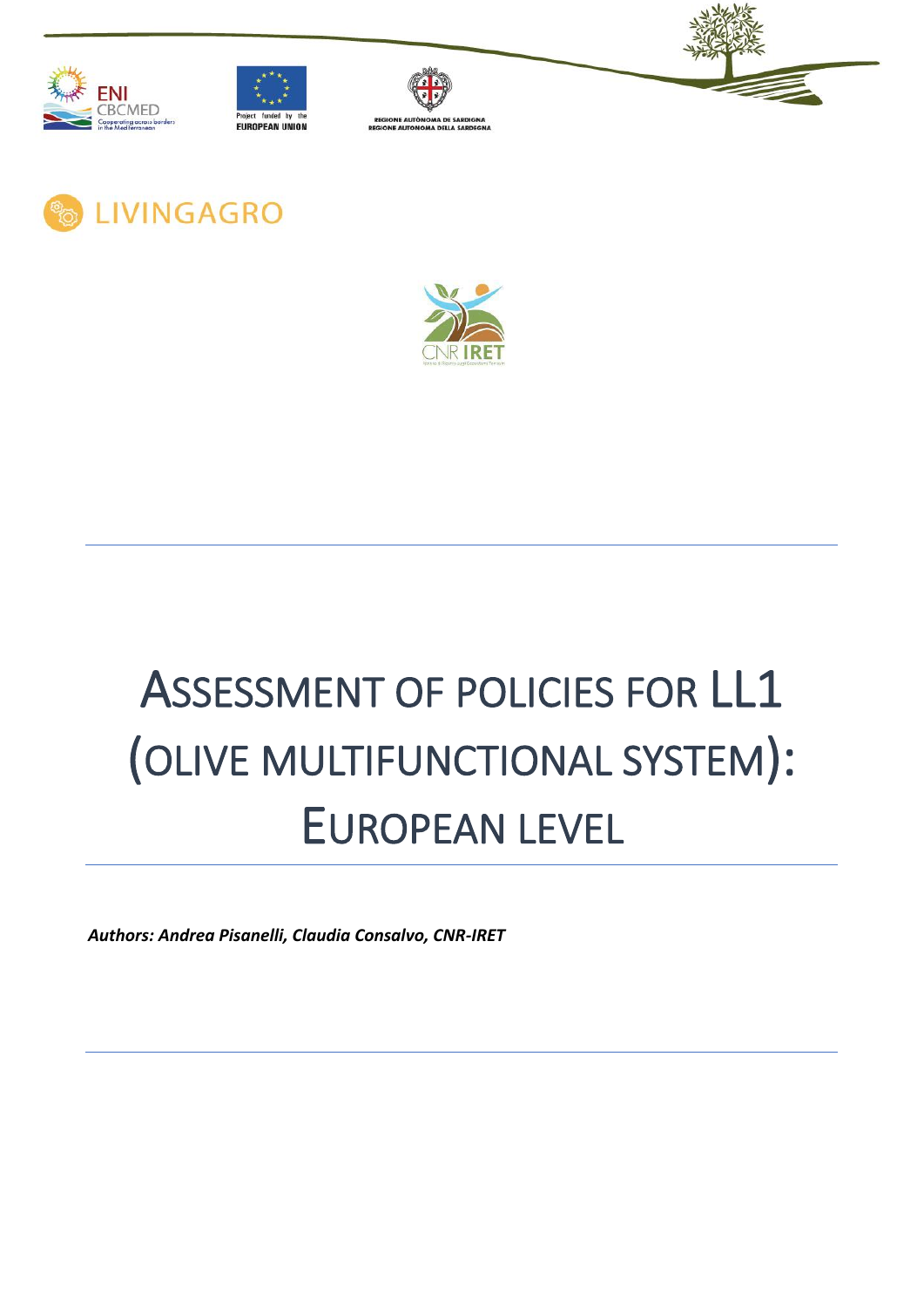ENI CBCMED Cooperating across borders in the Mediterranean

Project funded by the EUROPEAN UNION

REGIONE AUTÒNOMA DE SARDIGNA
REGIONE AUTONOMA DELLA SARDEGNA

LIVINGAGRO

CNR IRET

# ASSESSMENT OF POLICIES FOR LL1 (OLIVE MULTIFUNCTIONAL SYSTEM): EUROPEAN LEVEL

***Authors: Andrea Pisanelli, Claudia Consalvo, CNR-IRET***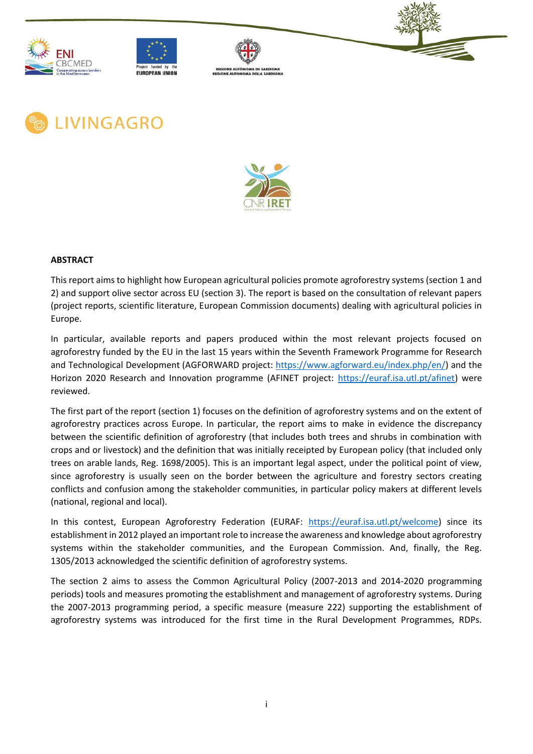# LIVINGAGRO

**ABSTRACT**

This report aims to highlight how European agricultural policies promote agroforestry systems (section 1 and 2) and support olive sector across EU (section 3). The report is based on the consultation of relevant papers (project reports, scientific literature, European Commission documents) dealing with agricultural policies in Europe.

In particular, available reports and papers produced within the most relevant projects focused on agroforestry funded by the EU in the last 15 years within the Seventh Framework Programme for Research and Technological Development (AGFORWARD project: https://www.agforward.eu/index.php/en/) and the Horizon 2020 Research and Innovation programme (AFINET project: https://euraf.isa.utl.pt/afinet) were reviewed.

The first part of the report (section 1) focuses on the definition of agroforestry systems and on the extent of agroforestry practices across Europe. In particular, the report aims to make in evidence the discrepancy between the scientific definition of agroforestry (that includes both trees and shrubs in combination with crops and or livestock) and the definition that was initially receipted by European policy (that included only trees on arable lands, Reg. 1698/2005). This is an important legal aspect, under the political point of view, since agroforestry is usually seen on the border between the agriculture and forestry sectors creating conflicts and confusion among the stakeholder communities, in particular policy makers at different levels (national, regional and local).

In this contest, European Agroforestry Federation (EURAF: https://euraf.isa.utl.pt/welcome) since its establishment in 2012 played an important role to increase the awareness and knowledge about agroforestry systems within the stakeholder communities, and the European Commission. And, finally, the Reg. 1305/2013 acknowledged the scientific definition of agroforestry systems.

The section 2 aims to assess the Common Agricultural Policy (2007-2013 and 2014-2020 programming periods) tools and measures promoting the establishment and management of agroforestry systems. During the 2007-2013 programming period, a specific measure (measure 222) supporting the establishment of agroforestry systems was introduced for the first time in the Rural Development Programmes, RDPs.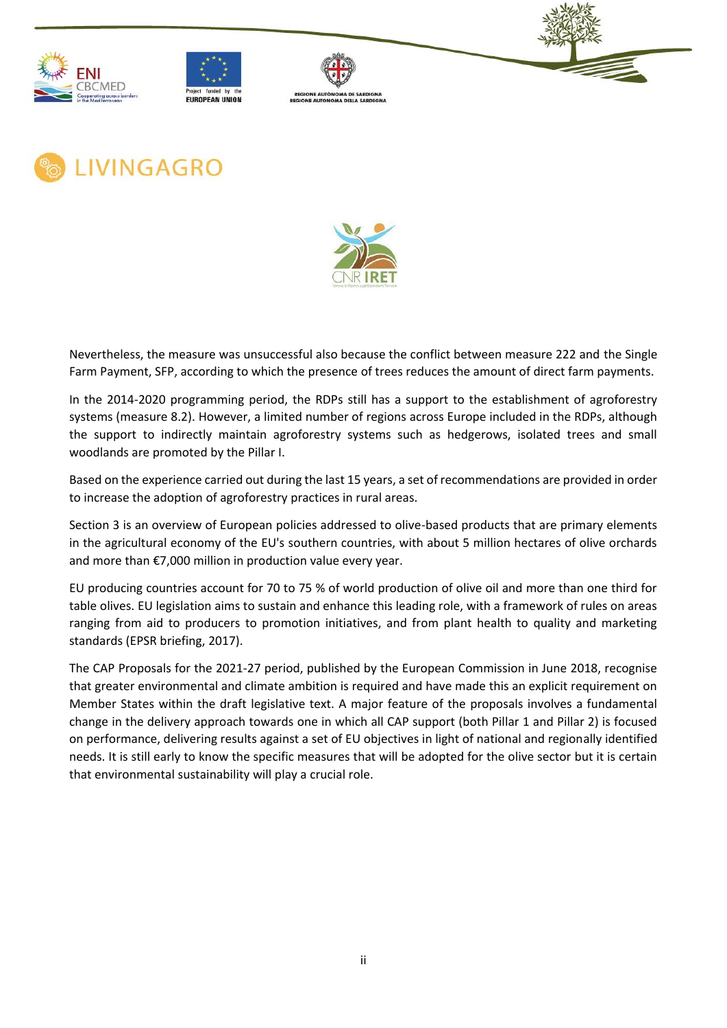Nevertheless, the measure was unsuccessful also because the conflict between measure 222 and the Single Farm Payment, SFP, according to which the presence of trees reduces the amount of direct farm payments.

In the 2014-2020 programming period, the RDPs still has a support to the establishment of agroforestry systems (measure 8.2). However, a limited number of regions across Europe included in the RDPs, although the support to indirectly maintain agroforestry systems such as hedgerows, isolated trees and small woodlands are promoted by the Pillar I.

Based on the experience carried out during the last 15 years, a set of recommendations are provided in order to increase the adoption of agroforestry practices in rural areas.

Section 3 is an overview of European policies addressed to olive-based products that are primary elements in the agricultural economy of the EU's southern countries, with about 5 million hectares of olive orchards and more than €7,000 million in production value every year.

EU producing countries account for 70 to 75 % of world production of olive oil and more than one third for table olives. EU legislation aims to sustain and enhance this leading role, with a framework of rules on areas ranging from aid to producers to promotion initiatives, and from plant health to quality and marketing standards (EPSR briefing, 2017).

The CAP Proposals for the 2021-27 period, published by the European Commission in June 2018, recognise that greater environmental and climate ambition is required and have made this an explicit requirement on Member States within the draft legislative text. A major feature of the proposals involves a fundamental change in the delivery approach towards one in which all CAP support (both Pillar 1 and Pillar 2) is focused on performance, delivering results against a set of EU objectives in light of national and regionally identified needs. It is still early to know the specific measures that will be adopted for the olive sector but it is certain that environmental sustainability will play a crucial role.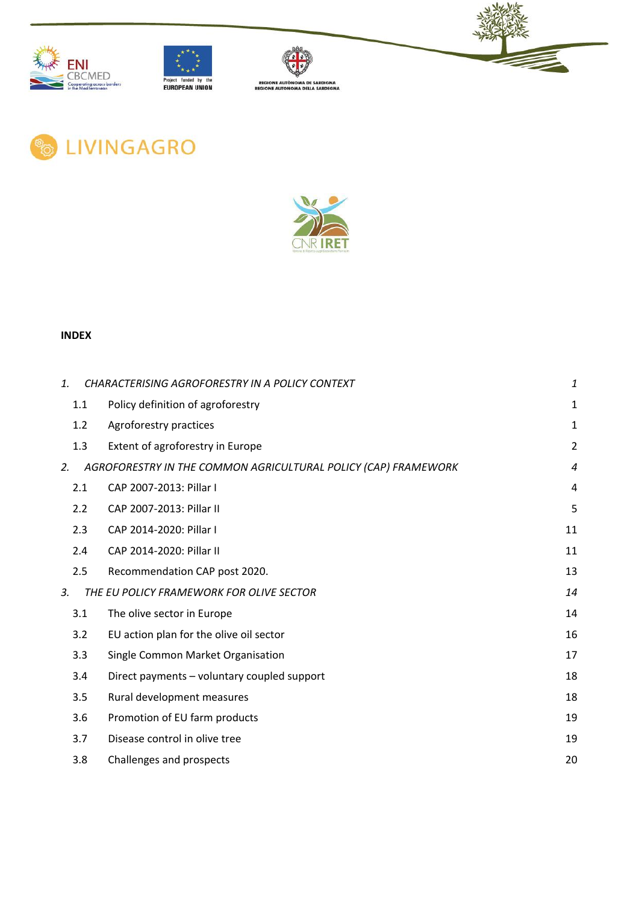LIVINGAGRO

**INDEX**

| | | |
|---|---|---|
| *1.* | *CHARACTERISING AGROFORESTRY IN A POLICY CONTEXT* | *1* |
| 1.1 | Policy definition of agroforestry | 1 |
| 1.2 | Agroforestry practices | 1 |
| 1.3 | Extent of agroforestry in Europe | 2 |
| *2.* | *AGROFORESTRY IN THE COMMON AGRICULTURAL POLICY (CAP) FRAMEWORK* | *4* |
| 2.1 | CAP 2007-2013: Pillar I | 4 |
| 2.2 | CAP 2007-2013: Pillar II | 5 |
| 2.3 | CAP 2014-2020: Pillar I | 11 |
| 2.4 | CAP 2014-2020: Pillar II | 11 |
| 2.5 | Recommendation CAP post 2020. | 13 |
| *3.* | *THE EU POLICY FRAMEWORK FOR OLIVE SECTOR* | *14* |
| 3.1 | The olive sector in Europe | 14 |
| 3.2 | EU action plan for the olive oil sector | 16 |
| 3.3 | Single Common Market Organisation | 17 |
| 3.4 | Direct payments – voluntary coupled support | 18 |
| 3.5 | Rural development measures | 18 |
| 3.6 | Promotion of EU farm products | 19 |
| 3.7 | Disease control in olive tree | 19 |
| 3.8 | Challenges and prospects | 20 |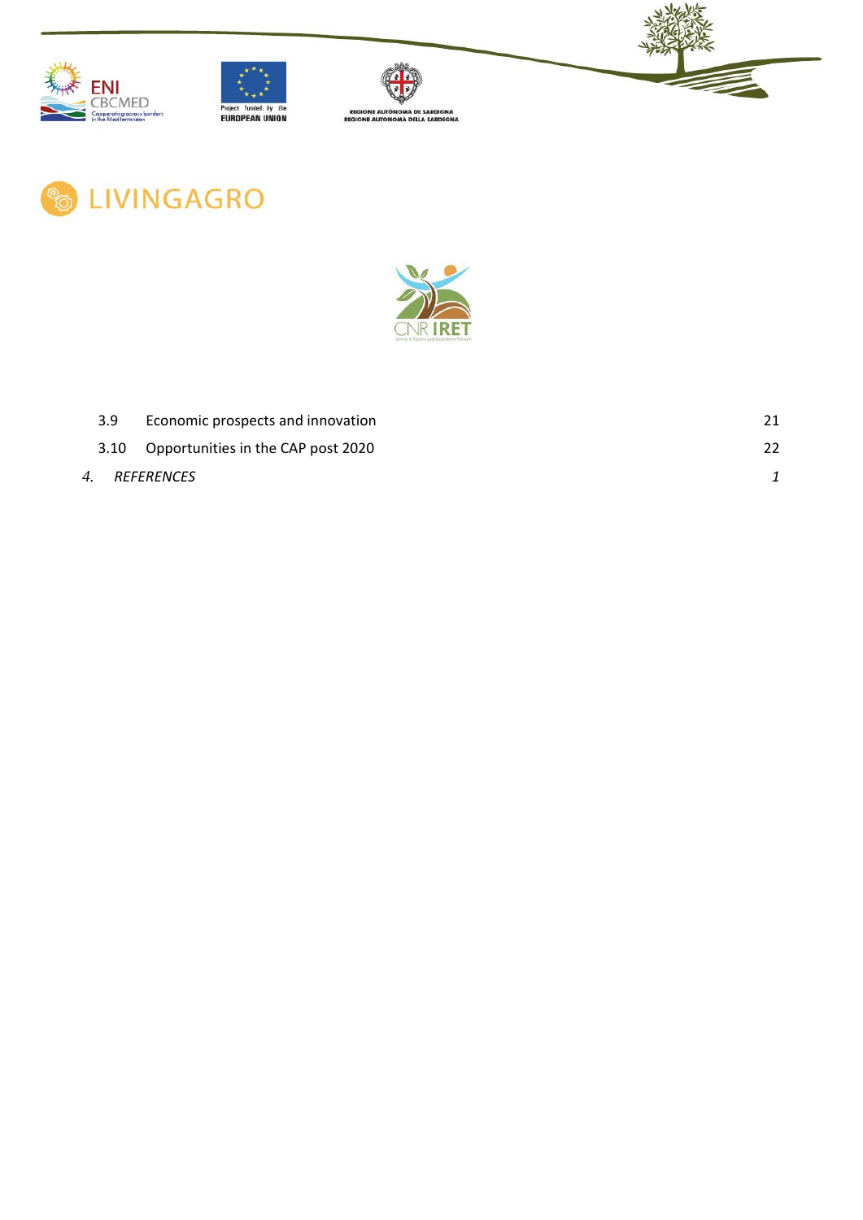LIVINGAGRO

| | | |
|---|---|---|
| 3.9 | Economic prospects and innovation | 21 |
| 3.10 | Opportunities in the CAP post 2020 | 22 |
| *4.* | *REFERENCES* | *1* |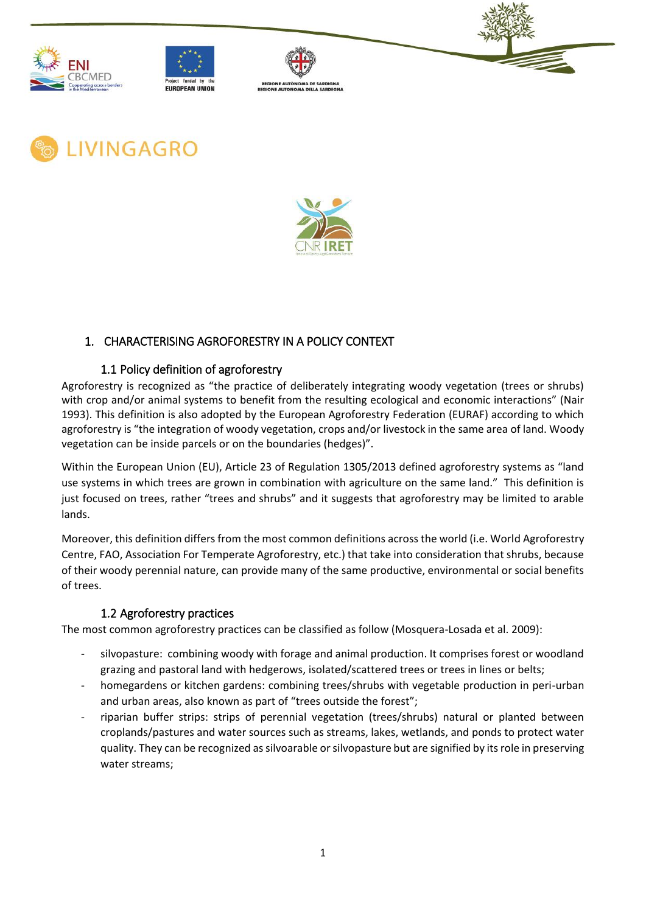LIVINGAGRO

## 1. CHARACTERISING AGROFORESTRY IN A POLICY CONTEXT

### 1.1 Policy definition of agroforestry

Agroforestry is recognized as "the practice of deliberately integrating woody vegetation (trees or shrubs) with crop and/or animal systems to benefit from the resulting ecological and economic interactions" (Nair 1993). This definition is also adopted by the European Agroforestry Federation (EURAF) according to which agroforestry is "the integration of woody vegetation, crops and/or livestock in the same area of land. Woody vegetation can be inside parcels or on the boundaries (hedges)".

Within the European Union (EU), Article 23 of Regulation 1305/2013 defined agroforestry systems as "land use systems in which trees are grown in combination with agriculture on the same land." This definition is just focused on trees, rather "trees and shrubs" and it suggests that agroforestry may be limited to arable lands.

Moreover, this definition differs from the most common definitions across the world (i.e. World Agroforestry Centre, FAO, Association For Temperate Agroforestry, etc.) that take into consideration that shrubs, because of their woody perennial nature, can provide many of the same productive, environmental or social benefits of trees.

### 1.2 Agroforestry practices

The most common agroforestry practices can be classified as follow (Mosquera-Losada et al. 2009):

- silvopasture: combining woody with forage and animal production. It comprises forest or woodland grazing and pastoral land with hedgerows, isolated/scattered trees or trees in lines or belts;
- homegardens or kitchen gardens: combining trees/shrubs with vegetable production in peri-urban and urban areas, also known as part of "trees outside the forest";
- riparian buffer strips: strips of perennial vegetation (trees/shrubs) natural or planted between croplands/pastures and water sources such as streams, lakes, wetlands, and ponds to protect water quality. They can be recognized as silvoarable or silvopasture but are signified by its role in preserving water streams;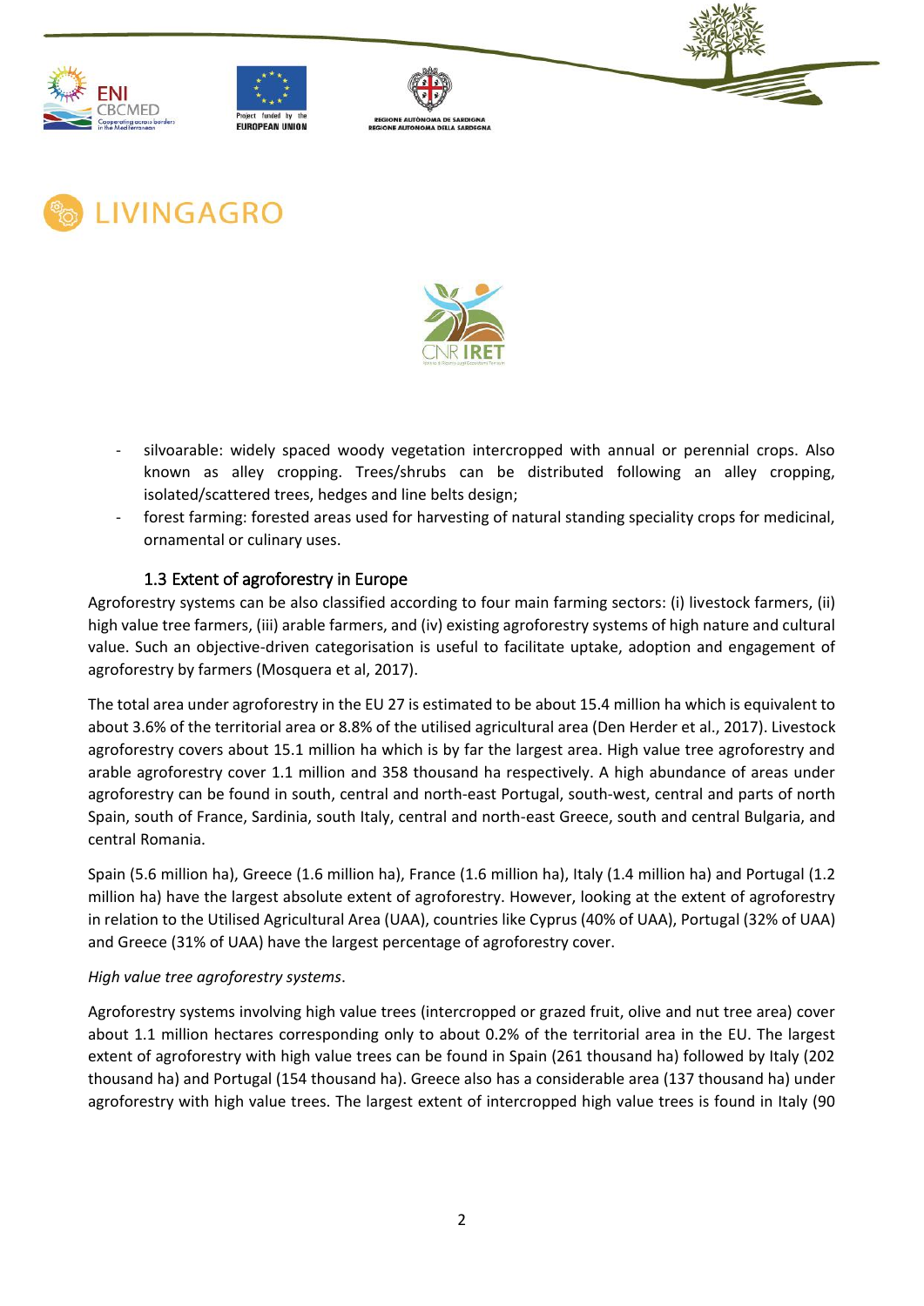- silvoarable: widely spaced woody vegetation intercropped with annual or perennial crops. Also known as alley cropping. Trees/shrubs can be distributed following an alley cropping, isolated/scattered trees, hedges and line belts design;
- forest farming: forested areas used for harvesting of natural standing speciality crops for medicinal, ornamental or culinary uses.

### 1.3 Extent of agroforestry in Europe

Agroforestry systems can be also classified according to four main farming sectors: (i) livestock farmers, (ii) high value tree farmers, (iii) arable farmers, and (iv) existing agroforestry systems of high nature and cultural value. Such an objective-driven categorisation is useful to facilitate uptake, adoption and engagement of agroforestry by farmers (Mosquera et al, 2017).

The total area under agroforestry in the EU 27 is estimated to be about 15.4 million ha which is equivalent to about 3.6% of the territorial area or 8.8% of the utilised agricultural area (Den Herder et al., 2017). Livestock agroforestry covers about 15.1 million ha which is by far the largest area. High value tree agroforestry and arable agroforestry cover 1.1 million and 358 thousand ha respectively. A high abundance of areas under agroforestry can be found in south, central and north-east Portugal, south-west, central and parts of north Spain, south of France, Sardinia, south Italy, central and north-east Greece, south and central Bulgaria, and central Romania.

Spain (5.6 million ha), Greece (1.6 million ha), France (1.6 million ha), Italy (1.4 million ha) and Portugal (1.2 million ha) have the largest absolute extent of agroforestry. However, looking at the extent of agroforestry in relation to the Utilised Agricultural Area (UAA), countries like Cyprus (40% of UAA), Portugal (32% of UAA) and Greece (31% of UAA) have the largest percentage of agroforestry cover.

*High value tree agroforestry systems*.

Agroforestry systems involving high value trees (intercropped or grazed fruit, olive and nut tree area) cover about 1.1 million hectares corresponding only to about 0.2% of the territorial area in the EU. The largest extent of agroforestry with high value trees can be found in Spain (261 thousand ha) followed by Italy (202 thousand ha) and Portugal (154 thousand ha). Greece also has a considerable area (137 thousand ha) under agroforestry with high value trees. The largest extent of intercropped high value trees is found in Italy (90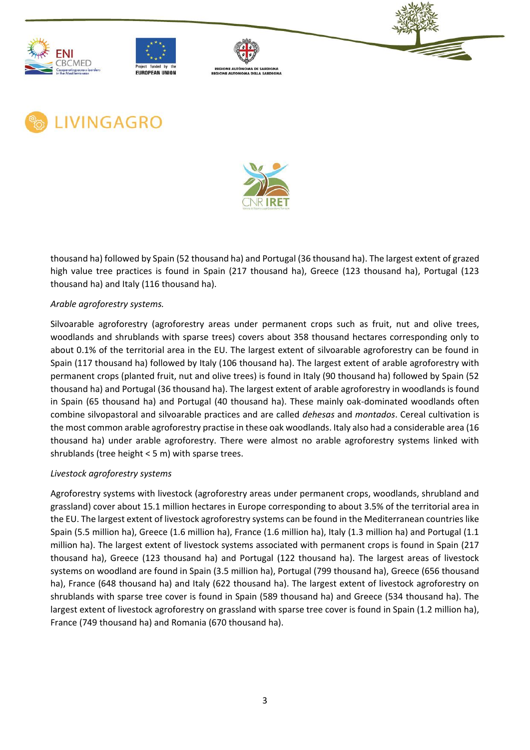thousand ha) followed by Spain (52 thousand ha) and Portugal (36 thousand ha). The largest extent of grazed high value tree practices is found in Spain (217 thousand ha), Greece (123 thousand ha), Portugal (123 thousand ha) and Italy (116 thousand ha).

*Arable agroforestry systems.*

Silvoarable agroforestry (agroforestry areas under permanent crops such as fruit, nut and olive trees, woodlands and shrublands with sparse trees) covers about 358 thousand hectares corresponding only to about 0.1% of the territorial area in the EU. The largest extent of silvoarable agroforestry can be found in Spain (117 thousand ha) followed by Italy (106 thousand ha). The largest extent of arable agroforestry with permanent crops (planted fruit, nut and olive trees) is found in Italy (90 thousand ha) followed by Spain (52 thousand ha) and Portugal (36 thousand ha). The largest extent of arable agroforestry in woodlands is found in Spain (65 thousand ha) and Portugal (40 thousand ha). These mainly oak-dominated woodlands often combine silvopastoral and silvoarable practices and are called *dehesas* and *montados*. Cereal cultivation is the most common arable agroforestry practise in these oak woodlands. Italy also had a considerable area (16 thousand ha) under arable agroforestry. There were almost no arable agroforestry systems linked with shrublands (tree height < 5 m) with sparse trees.

*Livestock agroforestry systems*

Agroforestry systems with livestock (agroforestry areas under permanent crops, woodlands, shrubland and grassland) cover about 15.1 million hectares in Europe corresponding to about 3.5% of the territorial area in the EU. The largest extent of livestock agroforestry systems can be found in the Mediterranean countries like Spain (5.5 million ha), Greece (1.6 million ha), France (1.6 million ha), Italy (1.3 million ha) and Portugal (1.1 million ha). The largest extent of livestock systems associated with permanent crops is found in Spain (217 thousand ha), Greece (123 thousand ha) and Portugal (122 thousand ha). The largest areas of livestock systems on woodland are found in Spain (3.5 million ha), Portugal (799 thousand ha), Greece (656 thousand ha), France (648 thousand ha) and Italy (622 thousand ha). The largest extent of livestock agroforestry on shrublands with sparse tree cover is found in Spain (589 thousand ha) and Greece (534 thousand ha). The largest extent of livestock agroforestry on grassland with sparse tree cover is found in Spain (1.2 million ha), France (749 thousand ha) and Romania (670 thousand ha).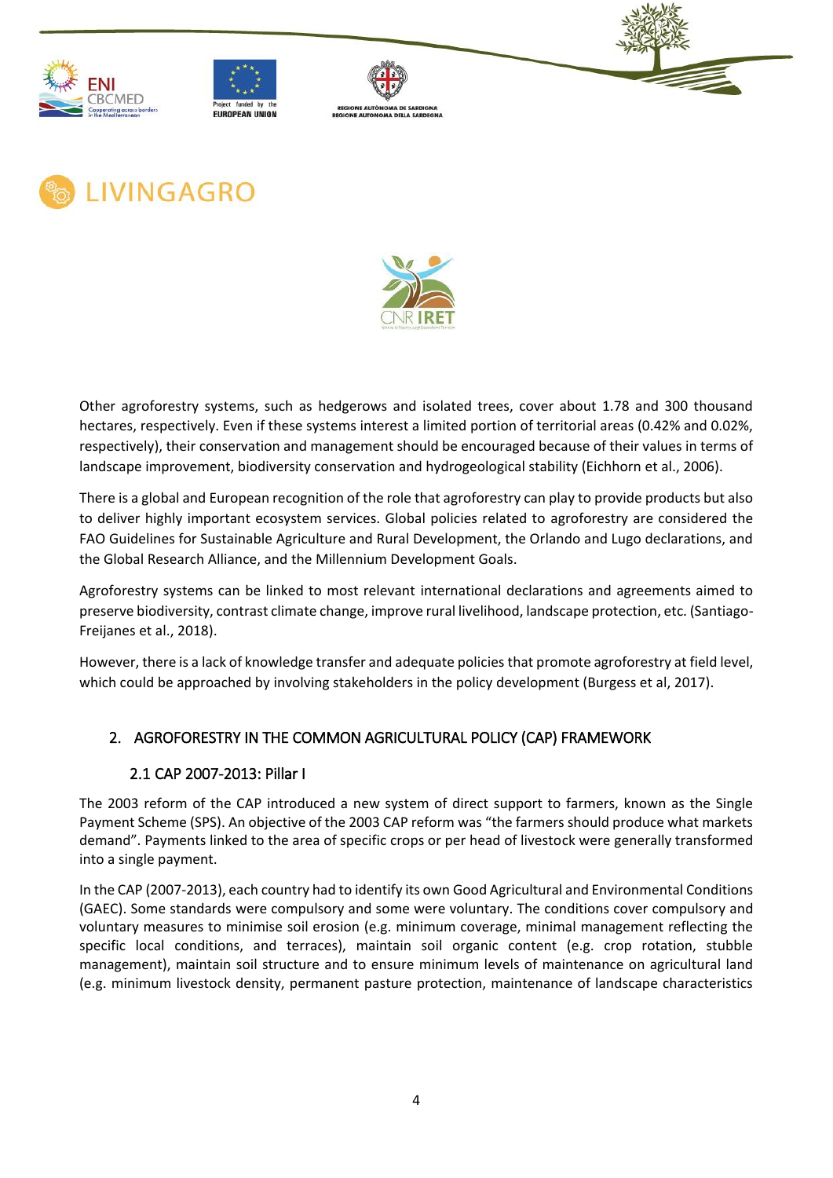Other agroforestry systems, such as hedgerows and isolated trees, cover about 1.78 and 300 thousand hectares, respectively. Even if these systems interest a limited portion of territorial areas (0.42% and 0.02%, respectively), their conservation and management should be encouraged because of their values in terms of landscape improvement, biodiversity conservation and hydrogeological stability (Eichhorn et al., 2006).

There is a global and European recognition of the role that agroforestry can play to provide products but also to deliver highly important ecosystem services. Global policies related to agroforestry are considered the FAO Guidelines for Sustainable Agriculture and Rural Development, the Orlando and Lugo declarations, and the Global Research Alliance, and the Millennium Development Goals.

Agroforestry systems can be linked to most relevant international declarations and agreements aimed to preserve biodiversity, contrast climate change, improve rural livelihood, landscape protection, etc. (Santiago-Freijanes et al., 2018).

However, there is a lack of knowledge transfer and adequate policies that promote agroforestry at field level, which could be approached by involving stakeholders in the policy development (Burgess et al, 2017).

## 2. AGROFORESTRY IN THE COMMON AGRICULTURAL POLICY (CAP) FRAMEWORK

### 2.1 CAP 2007-2013: Pillar I

The 2003 reform of the CAP introduced a new system of direct support to farmers, known as the Single Payment Scheme (SPS). An objective of the 2003 CAP reform was "the farmers should produce what markets demand". Payments linked to the area of specific crops or per head of livestock were generally transformed into a single payment.

In the CAP (2007-2013), each country had to identify its own Good Agricultural and Environmental Conditions (GAEC). Some standards were compulsory and some were voluntary. The conditions cover compulsory and voluntary measures to minimise soil erosion (e.g. minimum coverage, minimal management reflecting the specific local conditions, and terraces), maintain soil organic content (e.g. crop rotation, stubble management), maintain soil structure and to ensure minimum levels of maintenance on agricultural land (e.g. minimum livestock density, permanent pasture protection, maintenance of landscape characteristics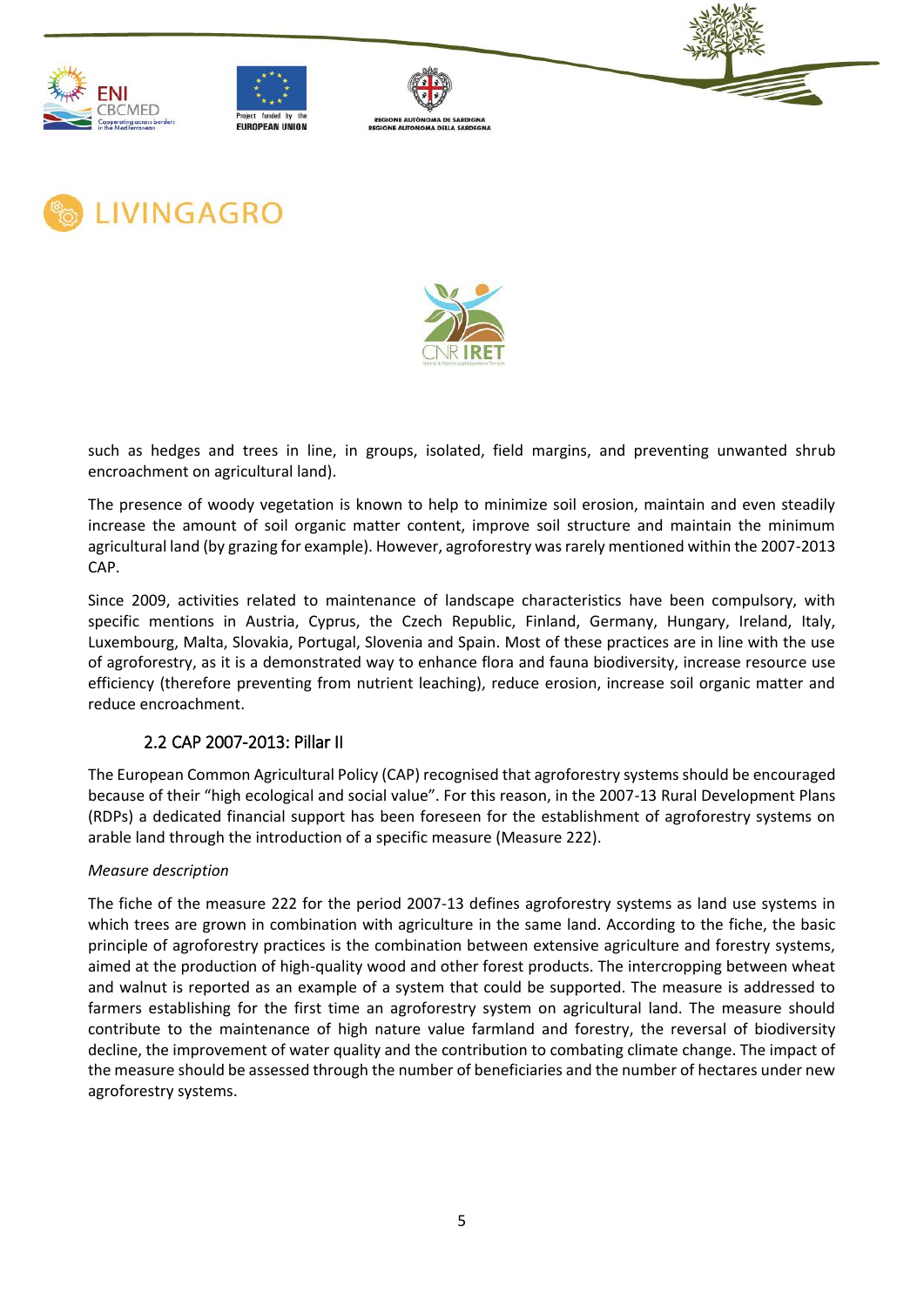such as hedges and trees in line, in groups, isolated, field margins, and preventing unwanted shrub encroachment on agricultural land).

The presence of woody vegetation is known to help to minimize soil erosion, maintain and even steadily increase the amount of soil organic matter content, improve soil structure and maintain the minimum agricultural land (by grazing for example). However, agroforestry was rarely mentioned within the 2007-2013 CAP.

Since 2009, activities related to maintenance of landscape characteristics have been compulsory, with specific mentions in Austria, Cyprus, the Czech Republic, Finland, Germany, Hungary, Ireland, Italy, Luxembourg, Malta, Slovakia, Portugal, Slovenia and Spain. Most of these practices are in line with the use of agroforestry, as it is a demonstrated way to enhance flora and fauna biodiversity, increase resource use efficiency (therefore preventing from nutrient leaching), reduce erosion, increase soil organic matter and reduce encroachment.

## 2.2 CAP 2007-2013: Pillar II

The European Common Agricultural Policy (CAP) recognised that agroforestry systems should be encouraged because of their "high ecological and social value". For this reason, in the 2007-13 Rural Development Plans (RDPs) a dedicated financial support has been foreseen for the establishment of agroforestry systems on arable land through the introduction of a specific measure (Measure 222).

*Measure description*

The fiche of the measure 222 for the period 2007-13 defines agroforestry systems as land use systems in which trees are grown in combination with agriculture in the same land. According to the fiche, the basic principle of agroforestry practices is the combination between extensive agriculture and forestry systems, aimed at the production of high-quality wood and other forest products. The intercropping between wheat and walnut is reported as an example of a system that could be supported. The measure is addressed to farmers establishing for the first time an agroforestry system on agricultural land. The measure should contribute to the maintenance of high nature value farmland and forestry, the reversal of biodiversity decline, the improvement of water quality and the contribution to combating climate change. The impact of the measure should be assessed through the number of beneficiaries and the number of hectares under new agroforestry systems.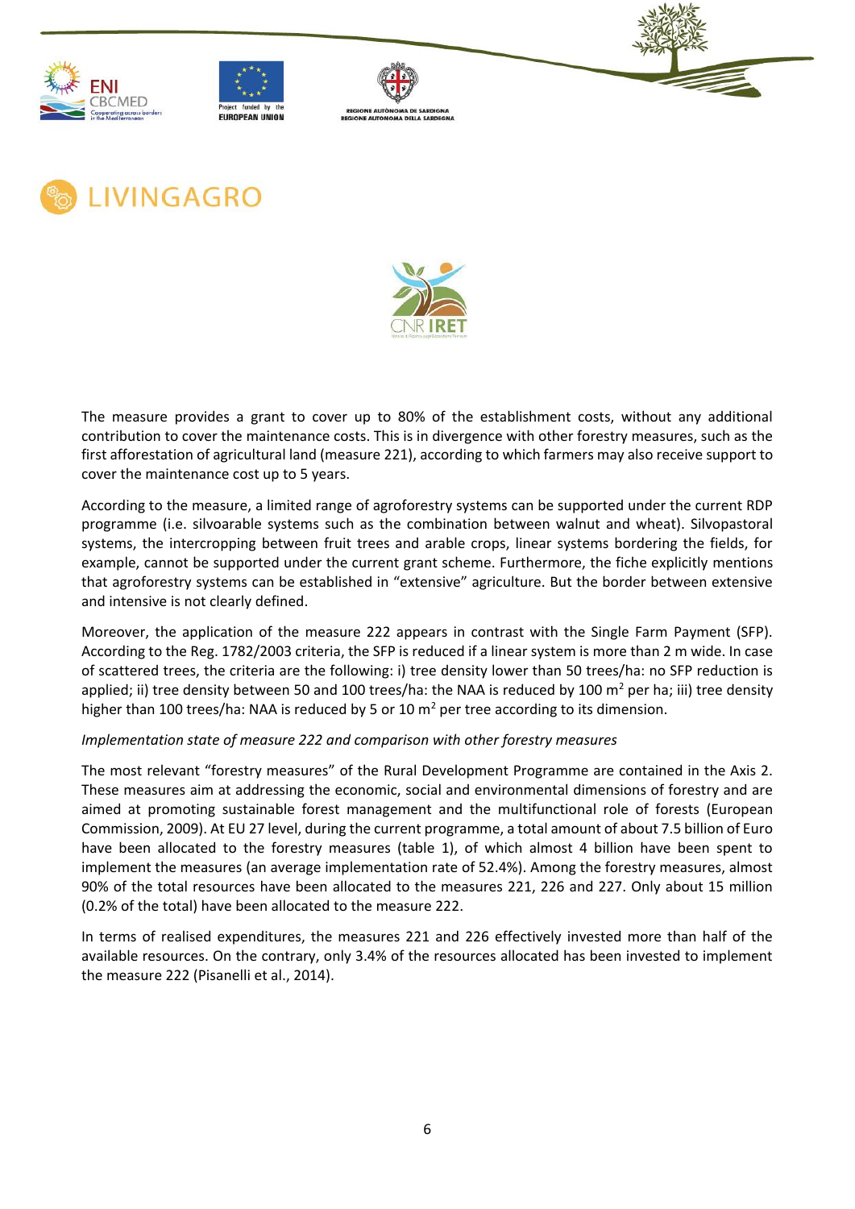The measure provides a grant to cover up to 80% of the establishment costs, without any additional contribution to cover the maintenance costs. This is in divergence with other forestry measures, such as the first afforestation of agricultural land (measure 221), according to which farmers may also receive support to cover the maintenance cost up to 5 years.

According to the measure, a limited range of agroforestry systems can be supported under the current RDP programme (i.e. silvoarable systems such as the combination between walnut and wheat). Silvopastoral systems, the intercropping between fruit trees and arable crops, linear systems bordering the fields, for example, cannot be supported under the current grant scheme. Furthermore, the fiche explicitly mentions that agroforestry systems can be established in "extensive" agriculture. But the border between extensive and intensive is not clearly defined.

Moreover, the application of the measure 222 appears in contrast with the Single Farm Payment (SFP). According to the Reg. 1782/2003 criteria, the SFP is reduced if a linear system is more than 2 m wide. In case of scattered trees, the criteria are the following: i) tree density lower than 50 trees/ha: no SFP reduction is applied; ii) tree density between 50 and 100 trees/ha: the NAA is reduced by 100 $m^2$ per ha; iii) tree density higher than 100 trees/ha: NAA is reduced by 5 or 10 $m^2$ per tree according to its dimension.

*Implementation state of measure 222 and comparison with other forestry measures*

The most relevant "forestry measures" of the Rural Development Programme are contained in the Axis 2. These measures aim at addressing the economic, social and environmental dimensions of forestry and are aimed at promoting sustainable forest management and the multifunctional role of forests (European Commission, 2009). At EU 27 level, during the current programme, a total amount of about 7.5 billion of Euro have been allocated to the forestry measures (table 1), of which almost 4 billion have been spent to implement the measures (an average implementation rate of 52.4%). Among the forestry measures, almost 90% of the total resources have been allocated to the measures 221, 226 and 227. Only about 15 million (0.2% of the total) have been allocated to the measure 222.

In terms of realised expenditures, the measures 221 and 226 effectively invested more than half of the available resources. On the contrary, only 3.4% of the resources allocated has been invested to implement the measure 222 (Pisanelli et al., 2014).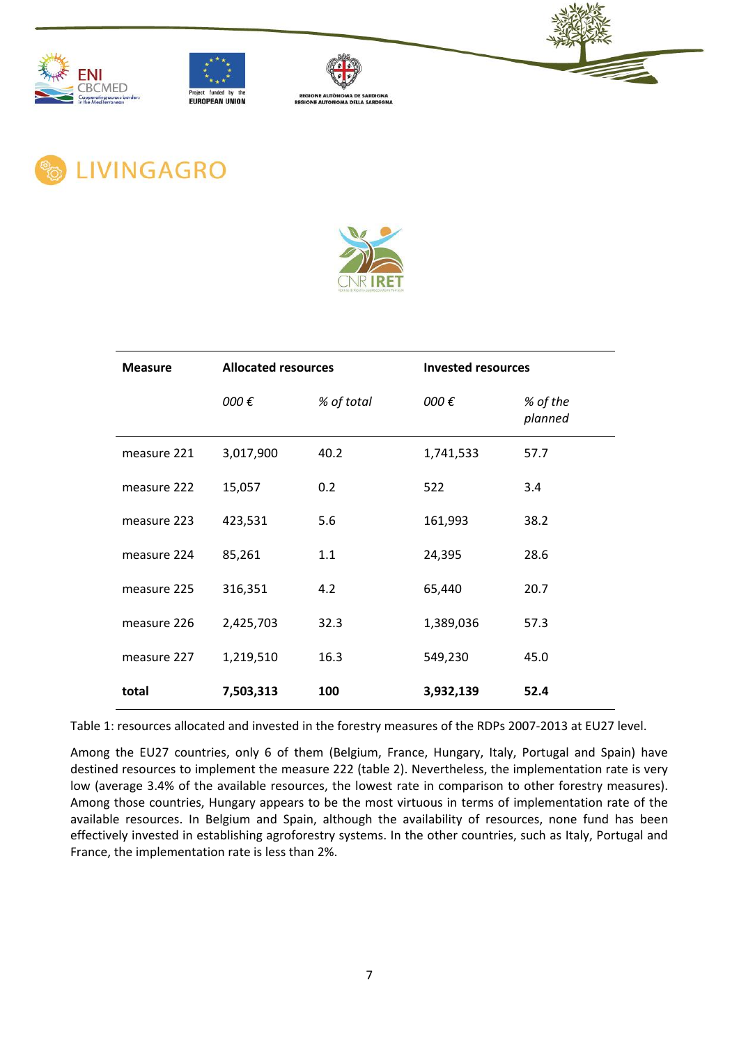| Measure | Allocated resources | | Invested resources | |
|---|---|---|---|---|
| | *000 €* | *% of total* | *000 €* | *% of the planned* |
| measure 221 | 3,017,900 | 40.2 | 1,741,533 | 57.7 |
| measure 222 | 15,057 | 0.2 | 522 | 3.4 |
| measure 223 | 423,531 | 5.6 | 161,993 | 38.2 |
| measure 224 | 85,261 | 1.1 | 24,395 | 28.6 |
| measure 225 | 316,351 | 4.2 | 65,440 | 20.7 |
| measure 226 | 2,425,703 | 32.3 | 1,389,036 | 57.3 |
| measure 227 | 1,219,510 | 16.3 | 549,230 | 45.0 |
| **total** | **7,503,313** | **100** | **3,932,139** | **52.4** |

Table 1: resources allocated and invested in the forestry measures of the RDPs 2007-2013 at EU27 level.

Among the EU27 countries, only 6 of them (Belgium, France, Hungary, Italy, Portugal and Spain) have destined resources to implement the measure 222 (table 2). Nevertheless, the implementation rate is very low (average 3.4% of the available resources, the lowest rate in comparison to other forestry measures). Among those countries, Hungary appears to be the most virtuous in terms of implementation rate of the available resources. In Belgium and Spain, although the availability of resources, none fund has been effectively invested in establishing agroforestry systems. In the other countries, such as Italy, Portugal and France, the implementation rate is less than 2%.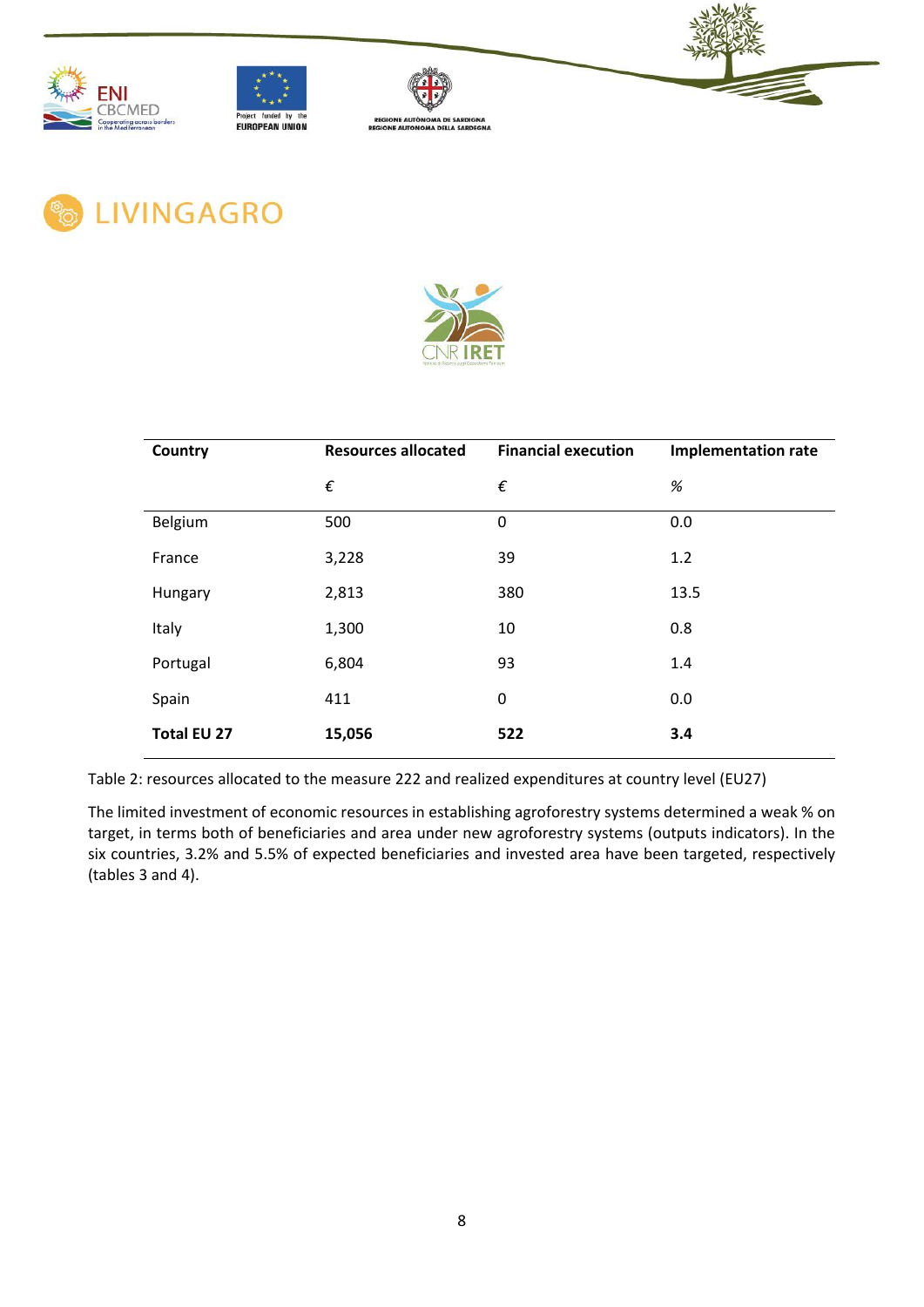| Country | Resources allocated | Financial execution | Implementation rate |
|---|---|---|---|
| | € | € | % |
| Belgium | 500 | 0 | 0.0 |
| France | 3,228 | 39 | 1.2 |
| Hungary | 2,813 | 380 | 13.5 |
| Italy | 1,300 | 10 | 0.8 |
| Portugal | 6,804 | 93 | 1.4 |
| Spain | 411 | 0 | 0.0 |
| **Total EU 27** | **15,056** | **522** | **3.4** |

Table 2: resources allocated to the measure 222 and realized expenditures at country level (EU27)

The limited investment of economic resources in establishing agroforestry systems determined a weak % on target, in terms both of beneficiaries and area under new agroforestry systems (outputs indicators). In the six countries, 3.2% and 5.5% of expected beneficiaries and invested area have been targeted, respectively (tables 3 and 4).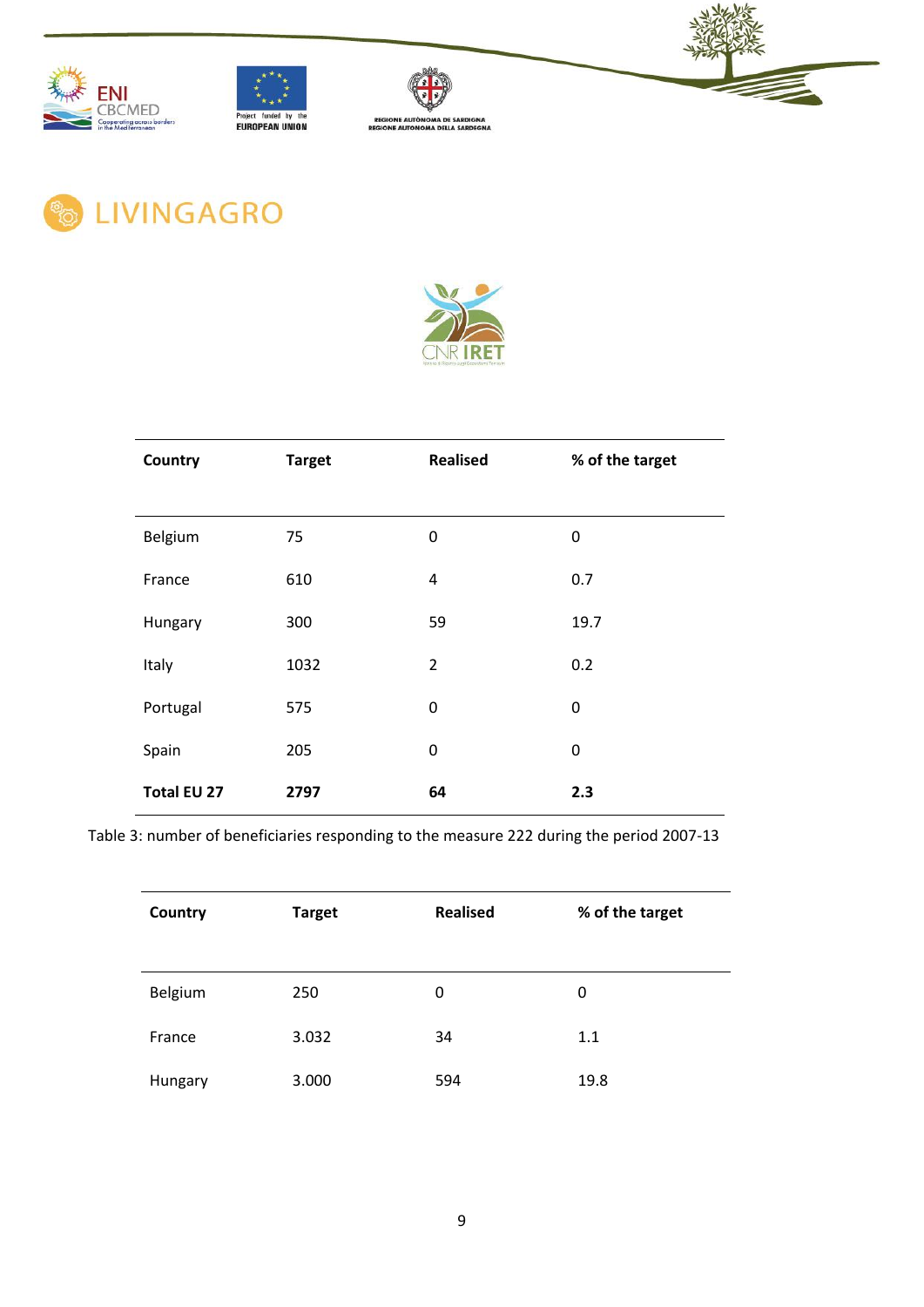| Country | Target | Realised | % of the target |
|---|---|---|---|
| Belgium | 75 | 0 | 0 |
| France | 610 | 4 | 0.7 |
| Hungary | 300 | 59 | 19.7 |
| Italy | 1032 | 2 | 0.2 |
| Portugal | 575 | 0 | 0 |
| Spain | 205 | 0 | 0 |
| **Total EU 27** | **2797** | **64** | **2.3** |

Table 3: number of beneficiaries responding to the measure 222 during the period 2007-13

| Country | Target | Realised | % of the target |
|---|---|---|---|
| Belgium | 250 | 0 | 0 |
| France | 3.032 | 34 | 1.1 |
| Hungary | 3.000 | 594 | 19.8 |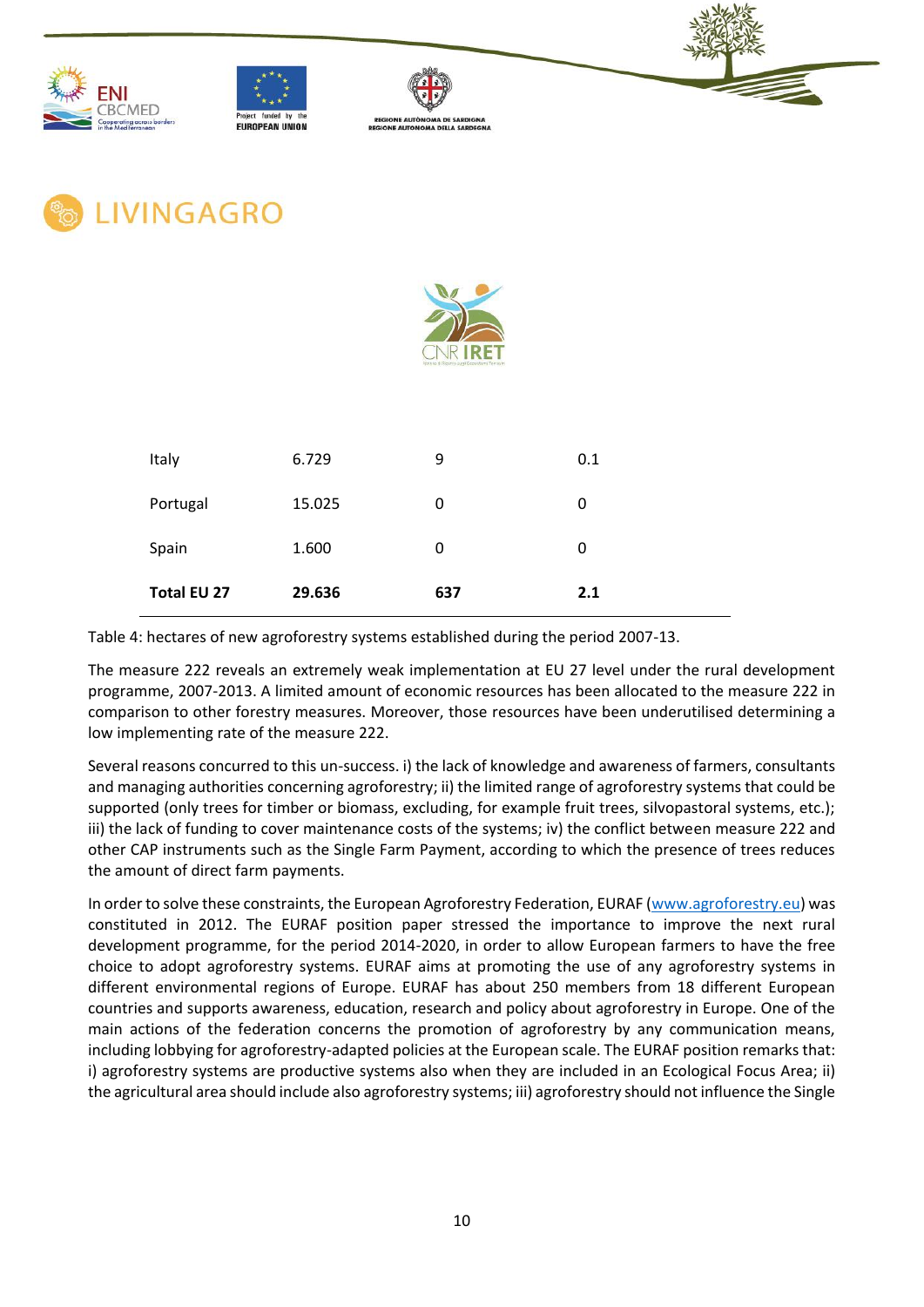| | | | |
|---|---|---|---|
| Italy | 6.729 | 9 | 0.1 |
| Portugal | 15.025 | 0 | 0 |
| Spain | 1.600 | 0 | 0 |
| **Total EU 27** | **29.636** | **637** | **2.1** |

Table 4: hectares of new agroforestry systems established during the period 2007-13.

The measure 222 reveals an extremely weak implementation at EU 27 level under the rural development programme, 2007-2013. A limited amount of economic resources has been allocated to the measure 222 in comparison to other forestry measures. Moreover, those resources have been underutilised determining a low implementing rate of the measure 222.

Several reasons concurred to this un-success. i) the lack of knowledge and awareness of farmers, consultants and managing authorities concerning agroforestry; ii) the limited range of agroforestry systems that could be supported (only trees for timber or biomass, excluding, for example fruit trees, silvopastoral systems, etc.); iii) the lack of funding to cover maintenance costs of the systems; iv) the conflict between measure 222 and other CAP instruments such as the Single Farm Payment, according to which the presence of trees reduces the amount of direct farm payments.

In order to solve these constraints, the European Agroforestry Federation, EURAF (www.agroforestry.eu) was constituted in 2012. The EURAF position paper stressed the importance to improve the next rural development programme, for the period 2014-2020, in order to allow European farmers to have the free choice to adopt agroforestry systems. EURAF aims at promoting the use of any agroforestry systems in different environmental regions of Europe. EURAF has about 250 members from 18 different European countries and supports awareness, education, research and policy about agroforestry in Europe. One of the main actions of the federation concerns the promotion of agroforestry by any communication means, including lobbying for agroforestry-adapted policies at the European scale. The EURAF position remarks that: i) agroforestry systems are productive systems also when they are included in an Ecological Focus Area; ii) the agricultural area should include also agroforestry systems; iii) agroforestry should not influence the Single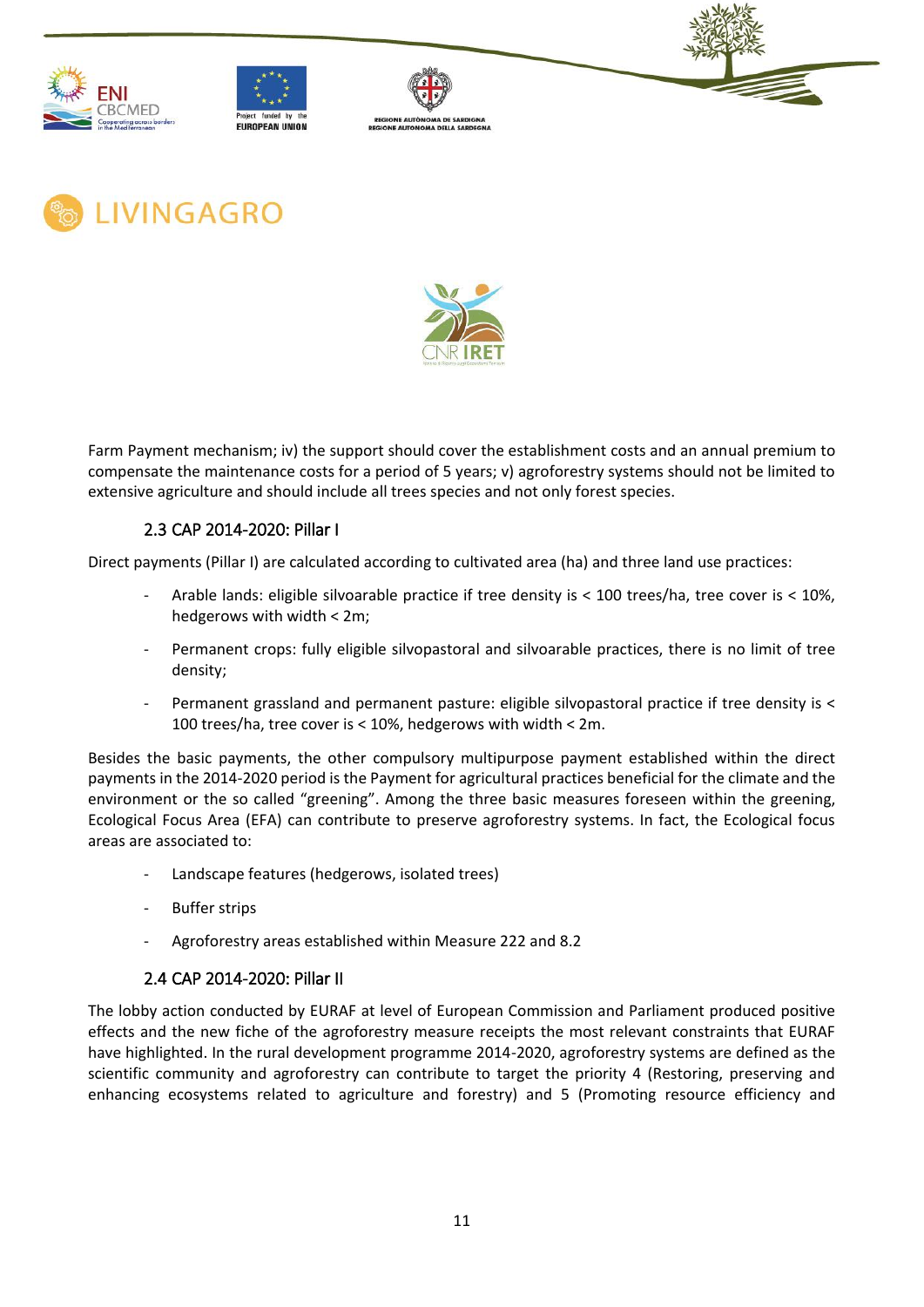Farm Payment mechanism; iv) the support should cover the establishment costs and an annual premium to compensate the maintenance costs for a period of 5 years; v) agroforestry systems should not be limited to extensive agriculture and should include all trees species and not only forest species.

### 2.3 CAP 2014-2020: Pillar I

Direct payments (Pillar I) are calculated according to cultivated area (ha) and three land use practices:

- Arable lands: eligible silvoarable practice if tree density is < 100 trees/ha, tree cover is < 10%, hedgerows with width < 2m;
- Permanent crops: fully eligible silvopastoral and silvoarable practices, there is no limit of tree density;
- Permanent grassland and permanent pasture: eligible silvopastoral practice if tree density is < 100 trees/ha, tree cover is < 10%, hedgerows with width < 2m.

Besides the basic payments, the other compulsory multipurpose payment established within the direct payments in the 2014-2020 period is the Payment for agricultural practices beneficial for the climate and the environment or the so called "greening". Among the three basic measures foreseen within the greening, Ecological Focus Area (EFA) can contribute to preserve agroforestry systems. In fact, the Ecological focus areas are associated to:

- Landscape features (hedgerows, isolated trees)
- Buffer strips
- Agroforestry areas established within Measure 222 and 8.2

### 2.4 CAP 2014-2020: Pillar II

The lobby action conducted by EURAF at level of European Commission and Parliament produced positive effects and the new fiche of the agroforestry measure receipts the most relevant constraints that EURAF have highlighted. In the rural development programme 2014-2020, agroforestry systems are defined as the scientific community and agroforestry can contribute to target the priority 4 (Restoring, preserving and enhancing ecosystems related to agriculture and forestry) and 5 (Promoting resource efficiency and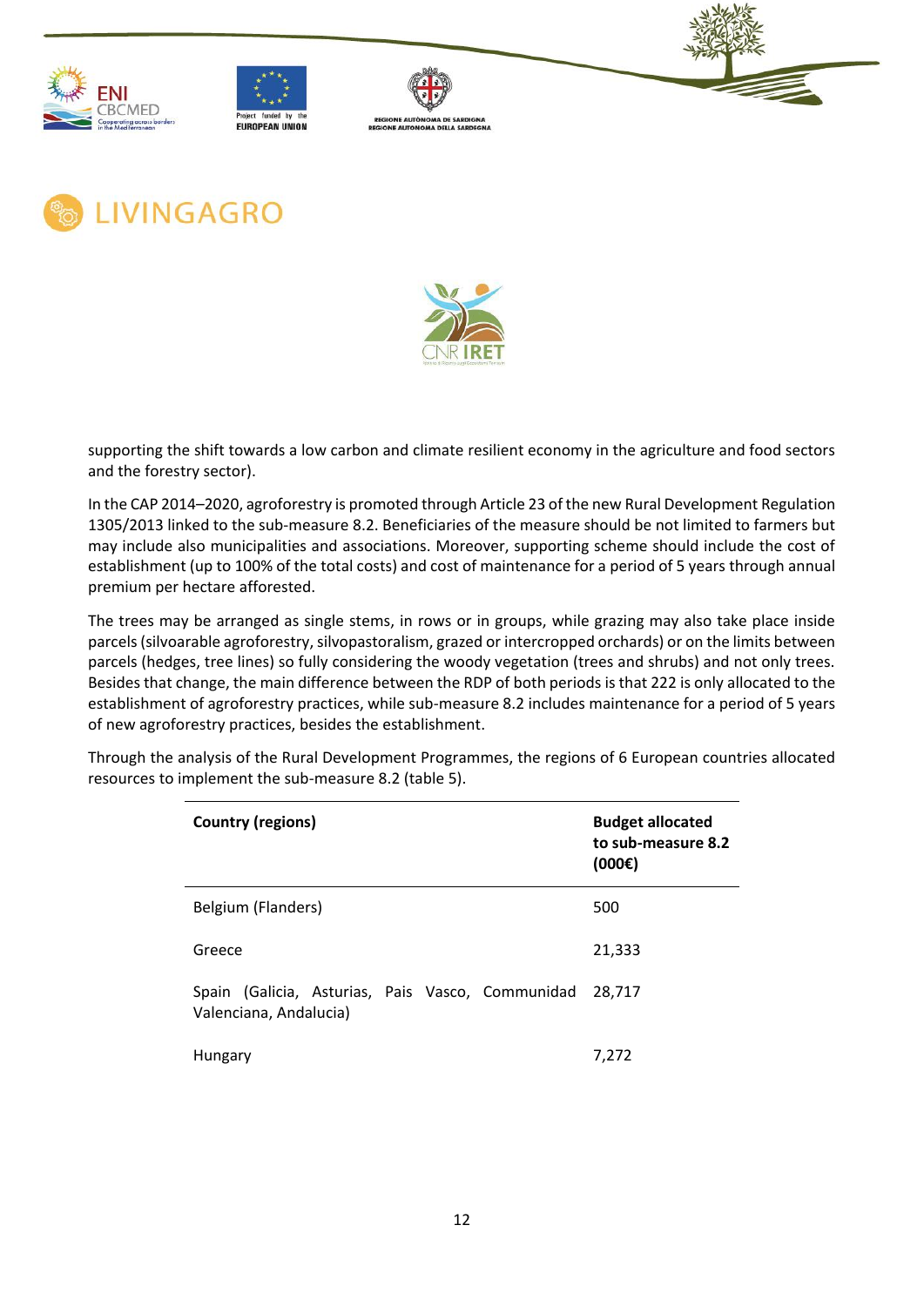supporting the shift towards a low carbon and climate resilient economy in the agriculture and food sectors and the forestry sector).

In the CAP 2014–2020, agroforestry is promoted through Article 23 of the new Rural Development Regulation 1305/2013 linked to the sub-measure 8.2. Beneficiaries of the measure should be not limited to farmers but may include also municipalities and associations. Moreover, supporting scheme should include the cost of establishment (up to 100% of the total costs) and cost of maintenance for a period of 5 years through annual premium per hectare afforested.

The trees may be arranged as single stems, in rows or in groups, while grazing may also take place inside parcels (silvoarable agroforestry, silvopastoralism, grazed or intercropped orchards) or on the limits between parcels (hedges, tree lines) so fully considering the woody vegetation (trees and shrubs) and not only trees. Besides that change, the main difference between the RDP of both periods is that 222 is only allocated to the establishment of agroforestry practices, while sub-measure 8.2 includes maintenance for a period of 5 years of new agroforestry practices, besides the establishment.

Through the analysis of the Rural Development Programmes, the regions of 6 European countries allocated resources to implement the sub-measure 8.2 (table 5).

| **Country (regions)** | **Budget allocated to sub-measure 8.2 (000€)** |
| --- | --- |
| Belgium (Flanders) | 500 |
| Greece | 21,333 |
| Spain (Galicia, Asturias, Pais Vasco, Communidad Valenciana, Andalucia) | 28,717 |
| Hungary | 7,272 |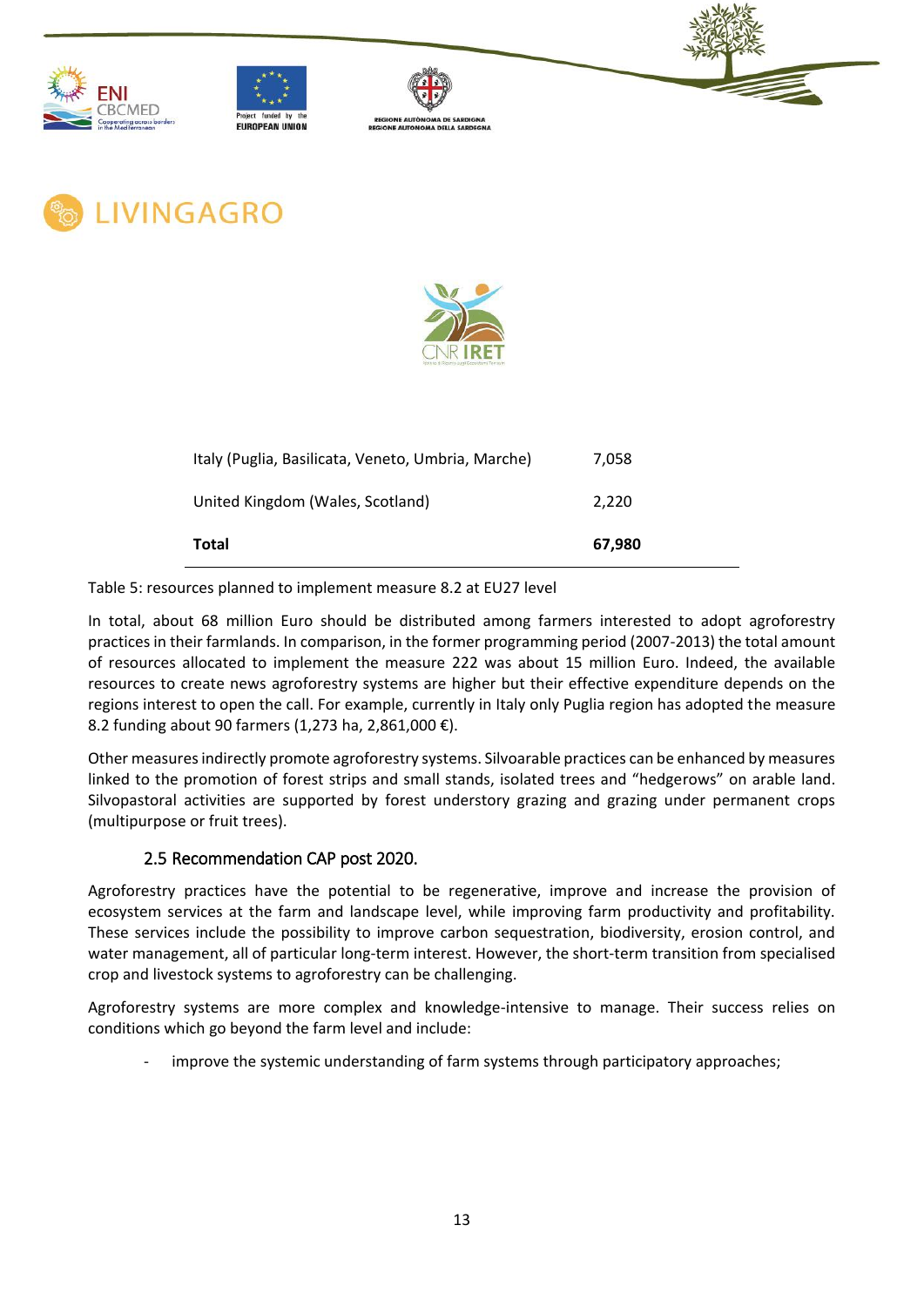| | |
|---|---|
| Italy (Puglia, Basilicata, Veneto, Umbria, Marche) | 7,058 |
| United Kingdom (Wales, Scotland) | 2,220 |
| **Total** | **67,980** |

Table 5: resources planned to implement measure 8.2 at EU27 level

In total, about 68 million Euro should be distributed among farmers interested to adopt agroforestry practices in their farmlands. In comparison, in the former programming period (2007-2013) the total amount of resources allocated to implement the measure 222 was about 15 million Euro. Indeed, the available resources to create news agroforestry systems are higher but their effective expenditure depends on the regions interest to open the call. For example, currently in Italy only Puglia region has adopted the measure 8.2 funding about 90 farmers (1,273 ha, 2,861,000 €).

Other measures indirectly promote agroforestry systems. Silvoarable practices can be enhanced by measures linked to the promotion of forest strips and small stands, isolated trees and "hedgerows" on arable land. Silvopastoral activities are supported by forest understory grazing and grazing under permanent crops (multipurpose or fruit trees).

## 2.5 Recommendation CAP post 2020.

Agroforestry practices have the potential to be regenerative, improve and increase the provision of ecosystem services at the farm and landscape level, while improving farm productivity and profitability. These services include the possibility to improve carbon sequestration, biodiversity, erosion control, and water management, all of particular long-term interest. However, the short-term transition from specialised crop and livestock systems to agroforestry can be challenging.

Agroforestry systems are more complex and knowledge-intensive to manage. Their success relies on conditions which go beyond the farm level and include:

- improve the systemic understanding of farm systems through participatory approaches;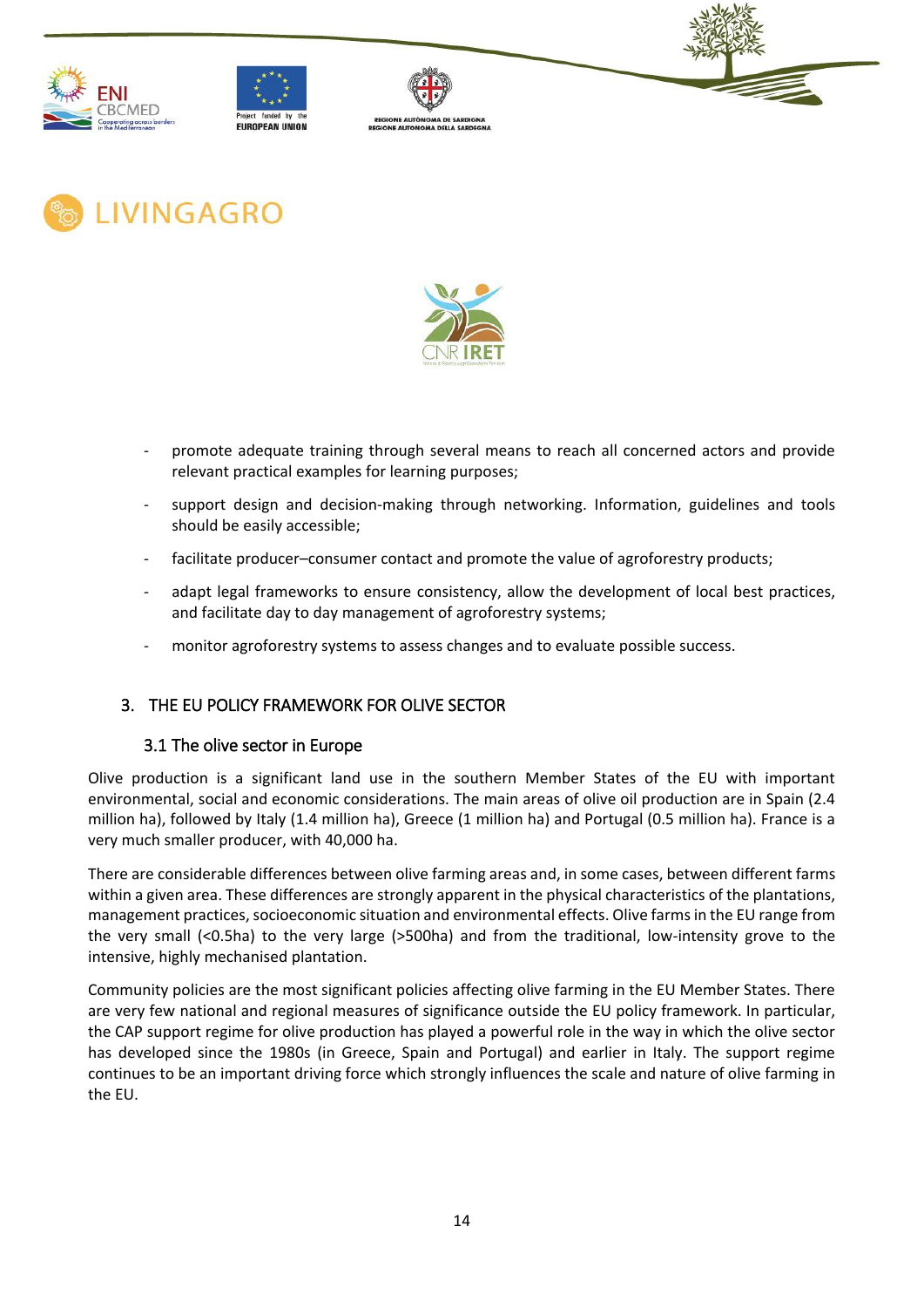- promote adequate training through several means to reach all concerned actors and provide relevant practical examples for learning purposes;
- support design and decision-making through networking. Information, guidelines and tools should be easily accessible;
- facilitate producer–consumer contact and promote the value of agroforestry products;
- adapt legal frameworks to ensure consistency, allow the development of local best practices, and facilitate day to day management of agroforestry systems;
- monitor agroforestry systems to assess changes and to evaluate possible success.

## 3. THE EU POLICY FRAMEWORK FOR OLIVE SECTOR

### 3.1 The olive sector in Europe

Olive production is a significant land use in the southern Member States of the EU with important environmental, social and economic considerations. The main areas of olive oil production are in Spain (2.4 million ha), followed by Italy (1.4 million ha), Greece (1 million ha) and Portugal (0.5 million ha). France is a very much smaller producer, with 40,000 ha.

There are considerable differences between olive farming areas and, in some cases, between different farms within a given area. These differences are strongly apparent in the physical characteristics of the plantations, management practices, socioeconomic situation and environmental effects. Olive farms in the EU range from the very small (<0.5ha) to the very large (>500ha) and from the traditional, low-intensity grove to the intensive, highly mechanised plantation.

Community policies are the most significant policies affecting olive farming in the EU Member States. There are very few national and regional measures of significance outside the EU policy framework. In particular, the CAP support regime for olive production has played a powerful role in the way in which the olive sector has developed since the 1980s (in Greece, Spain and Portugal) and earlier in Italy. The support regime continues to be an important driving force which strongly influences the scale and nature of olive farming in the EU.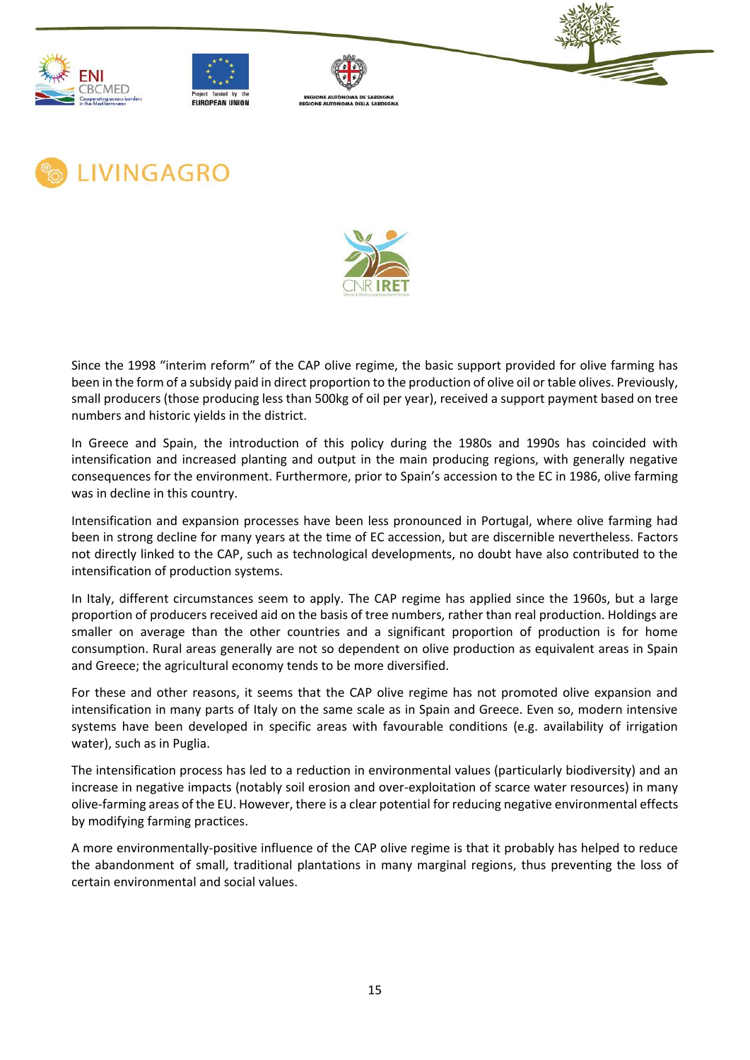Since the 1998 “interim reform” of the CAP olive regime, the basic support provided for olive farming has been in the form of a subsidy paid in direct proportion to the production of olive oil or table olives. Previously, small producers (those producing less than 500kg of oil per year), received a support payment based on tree numbers and historic yields in the district.

In Greece and Spain, the introduction of this policy during the 1980s and 1990s has coincided with intensification and increased planting and output in the main producing regions, with generally negative consequences for the environment. Furthermore, prior to Spain’s accession to the EC in 1986, olive farming was in decline in this country.

Intensification and expansion processes have been less pronounced in Portugal, where olive farming had been in strong decline for many years at the time of EC accession, but are discernible nevertheless. Factors not directly linked to the CAP, such as technological developments, no doubt have also contributed to the intensification of production systems.

In Italy, different circumstances seem to apply. The CAP regime has applied since the 1960s, but a large proportion of producers received aid on the basis of tree numbers, rather than real production. Holdings are smaller on average than the other countries and a significant proportion of production is for home consumption. Rural areas generally are not so dependent on olive production as equivalent areas in Spain and Greece; the agricultural economy tends to be more diversified.

For these and other reasons, it seems that the CAP olive regime has not promoted olive expansion and intensification in many parts of Italy on the same scale as in Spain and Greece. Even so, modern intensive systems have been developed in specific areas with favourable conditions (e.g. availability of irrigation water), such as in Puglia.

The intensification process has led to a reduction in environmental values (particularly biodiversity) and an increase in negative impacts (notably soil erosion and over-exploitation of scarce water resources) in many olive-farming areas of the EU. However, there is a clear potential for reducing negative environmental effects by modifying farming practices.

A more environmentally-positive influence of the CAP olive regime is that it probably has helped to reduce the abandonment of small, traditional plantations in many marginal regions, thus preventing the loss of certain environmental and social values.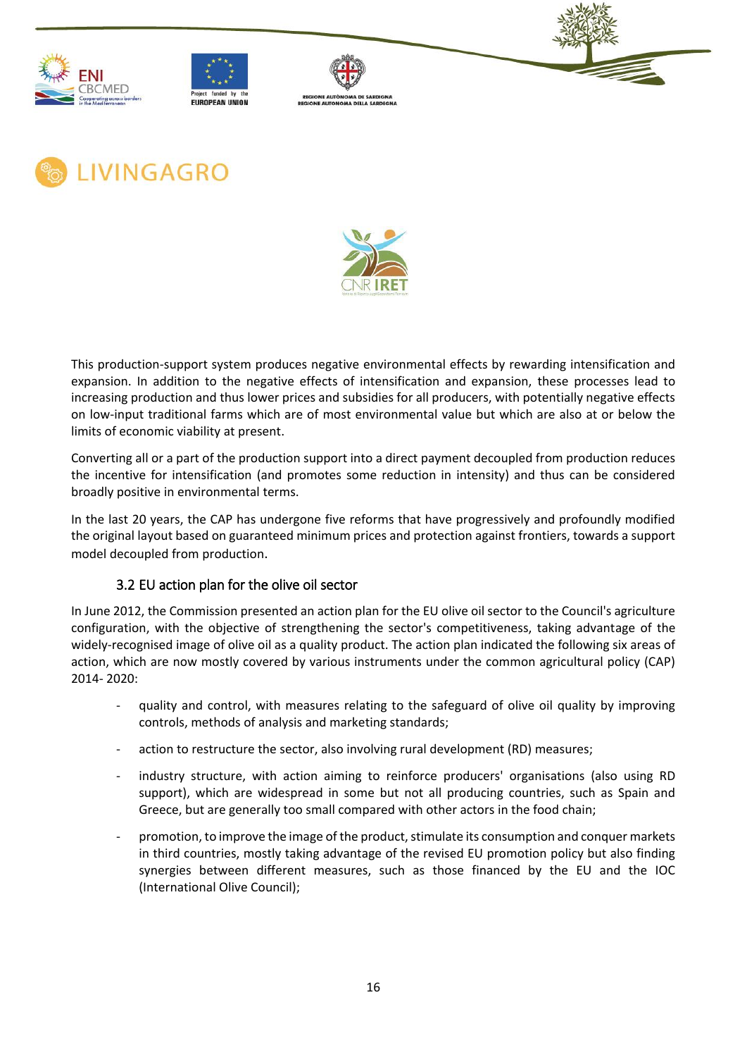This production-support system produces negative environmental effects by rewarding intensification and expansion. In addition to the negative effects of intensification and expansion, these processes lead to increasing production and thus lower prices and subsidies for all producers, with potentially negative effects on low-input traditional farms which are of most environmental value but which are also at or below the limits of economic viability at present.

Converting all or a part of the production support into a direct payment decoupled from production reduces the incentive for intensification (and promotes some reduction in intensity) and thus can be considered broadly positive in environmental terms.

In the last 20 years, the CAP has undergone five reforms that have progressively and profoundly modified the original layout based on guaranteed minimum prices and protection against frontiers, towards a support model decoupled from production.

### 3.2 EU action plan for the olive oil sector

In June 2012, the Commission presented an action plan for the EU olive oil sector to the Council's agriculture configuration, with the objective of strengthening the sector's competitiveness, taking advantage of the widely-recognised image of olive oil as a quality product. The action plan indicated the following six areas of action, which are now mostly covered by various instruments under the common agricultural policy (CAP) 2014- 2020:

- quality and control, with measures relating to the safeguard of olive oil quality by improving controls, methods of analysis and marketing standards;
- action to restructure the sector, also involving rural development (RD) measures;
- industry structure, with action aiming to reinforce producers' organisations (also using RD support), which are widespread in some but not all producing countries, such as Spain and Greece, but are generally too small compared with other actors in the food chain;
- promotion, to improve the image of the product, stimulate its consumption and conquer markets in third countries, mostly taking advantage of the revised EU promotion policy but also finding synergies between different measures, such as those financed by the EU and the IOC (International Olive Council);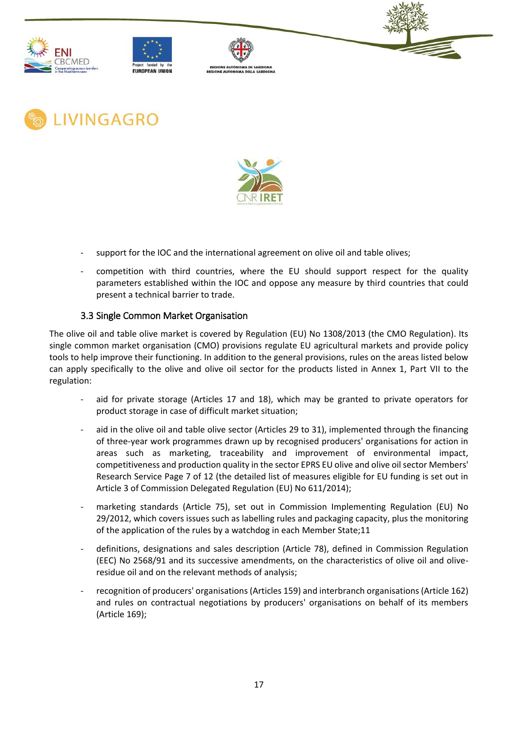- support for the IOC and the international agreement on olive oil and table olives;
- competition with third countries, where the EU should support respect for the quality parameters established within the IOC and oppose any measure by third countries that could present a technical barrier to trade.

### 3.3 Single Common Market Organisation

The olive oil and table olive market is covered by Regulation (EU) No 1308/2013 (the CMO Regulation). Its single common market organisation (CMO) provisions regulate EU agricultural markets and provide policy tools to help improve their functioning. In addition to the general provisions, rules on the areas listed below can apply specifically to the olive and olive oil sector for the products listed in Annex 1, Part VII to the regulation:

- aid for private storage (Articles 17 and 18), which may be granted to private operators for product storage in case of difficult market situation;
- aid in the olive oil and table olive sector (Articles 29 to 31), implemented through the financing of three-year work programmes drawn up by recognised producers' organisations for action in areas such as marketing, traceability and improvement of environmental impact, competitiveness and production quality in the sector EPRS EU olive and olive oil sector Members' Research Service Page 7 of 12 (the detailed list of measures eligible for EU funding is set out in Article 3 of Commission Delegated Regulation (EU) No 611/2014);
- marketing standards (Article 75), set out in Commission Implementing Regulation (EU) No 29/2012, which covers issues such as labelling rules and packaging capacity, plus the monitoring of the application of the rules by a watchdog in each Member State;11
- definitions, designations and sales description (Article 78), defined in Commission Regulation (EEC) No 2568/91 and its successive amendments, on the characteristics of olive oil and olive-residue oil and on the relevant methods of analysis;
- recognition of producers' organisations (Articles 159) and interbranch organisations (Article 162) and rules on contractual negotiations by producers' organisations on behalf of its members (Article 169);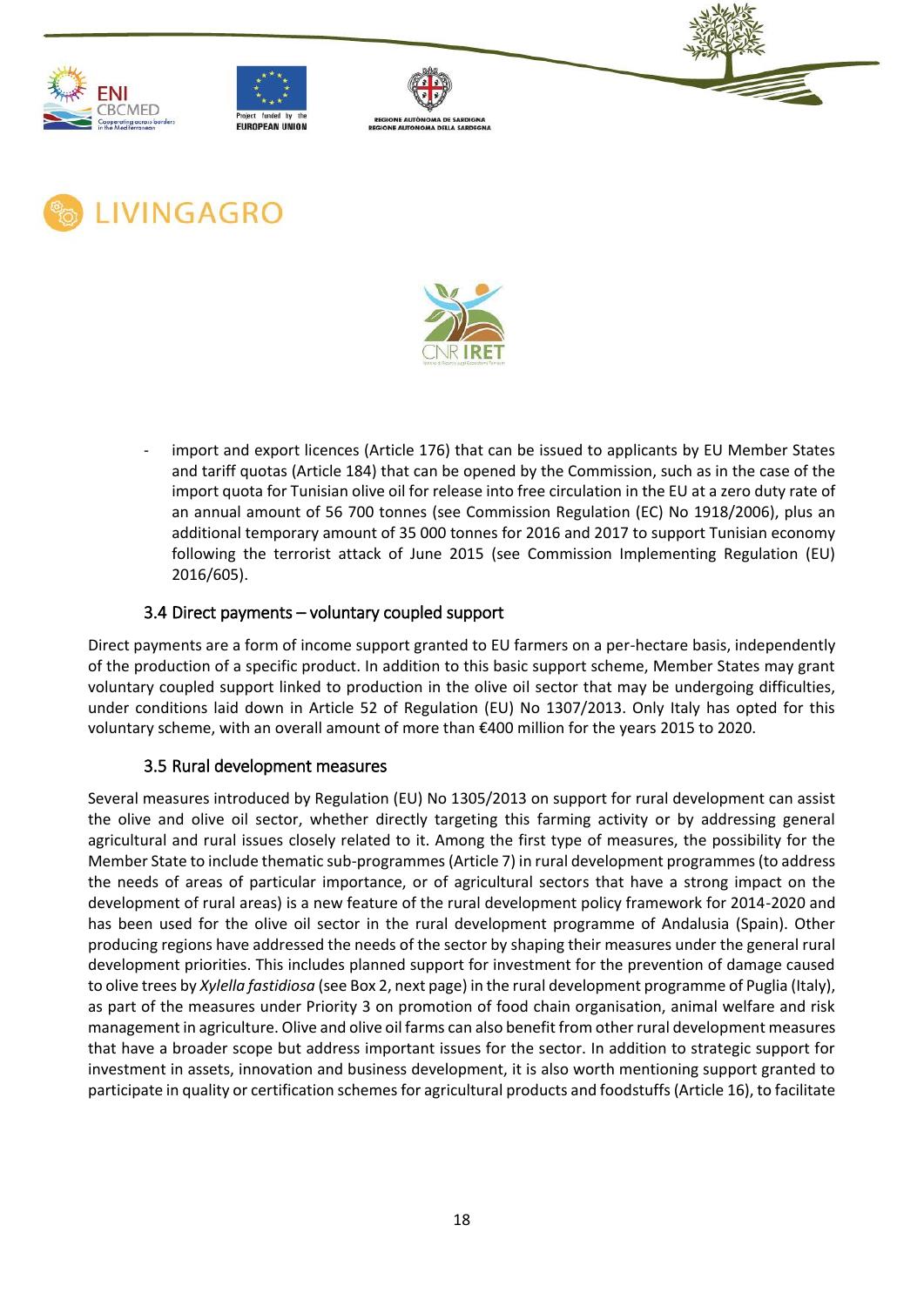- import and export licences (Article 176) that can be issued to applicants by EU Member States and tariff quotas (Article 184) that can be opened by the Commission, such as in the case of the import quota for Tunisian olive oil for release into free circulation in the EU at a zero duty rate of an annual amount of 56 700 tonnes (see Commission Regulation (EC) No 1918/2006), plus an additional temporary amount of 35 000 tonnes for 2016 and 2017 to support Tunisian economy following the terrorist attack of June 2015 (see Commission Implementing Regulation (EU) 2016/605).

### 3.4 Direct payments – voluntary coupled support

Direct payments are a form of income support granted to EU farmers on a per-hectare basis, independently of the production of a specific product. In addition to this basic support scheme, Member States may grant voluntary coupled support linked to production in the olive oil sector that may be undergoing difficulties, under conditions laid down in Article 52 of Regulation (EU) No 1307/2013. Only Italy has opted for this voluntary scheme, with an overall amount of more than €400 million for the years 2015 to 2020.

### 3.5 Rural development measures

Several measures introduced by Regulation (EU) No 1305/2013 on support for rural development can assist the olive and olive oil sector, whether directly targeting this farming activity or by addressing general agricultural and rural issues closely related to it. Among the first type of measures, the possibility for the Member State to include thematic sub-programmes (Article 7) in rural development programmes (to address the needs of areas of particular importance, or of agricultural sectors that have a strong impact on the development of rural areas) is a new feature of the rural development policy framework for 2014-2020 and has been used for the olive oil sector in the rural development programme of Andalusia (Spain). Other producing regions have addressed the needs of the sector by shaping their measures under the general rural development priorities. This includes planned support for investment for the prevention of damage caused to olive trees by *Xylella fastidiosa* (see Box 2, next page) in the rural development programme of Puglia (Italy), as part of the measures under Priority 3 on promotion of food chain organisation, animal welfare and risk management in agriculture. Olive and olive oil farms can also benefit from other rural development measures that have a broader scope but address important issues for the sector. In addition to strategic support for investment in assets, innovation and business development, it is also worth mentioning support granted to participate in quality or certification schemes for agricultural products and foodstuffs (Article 16), to facilitate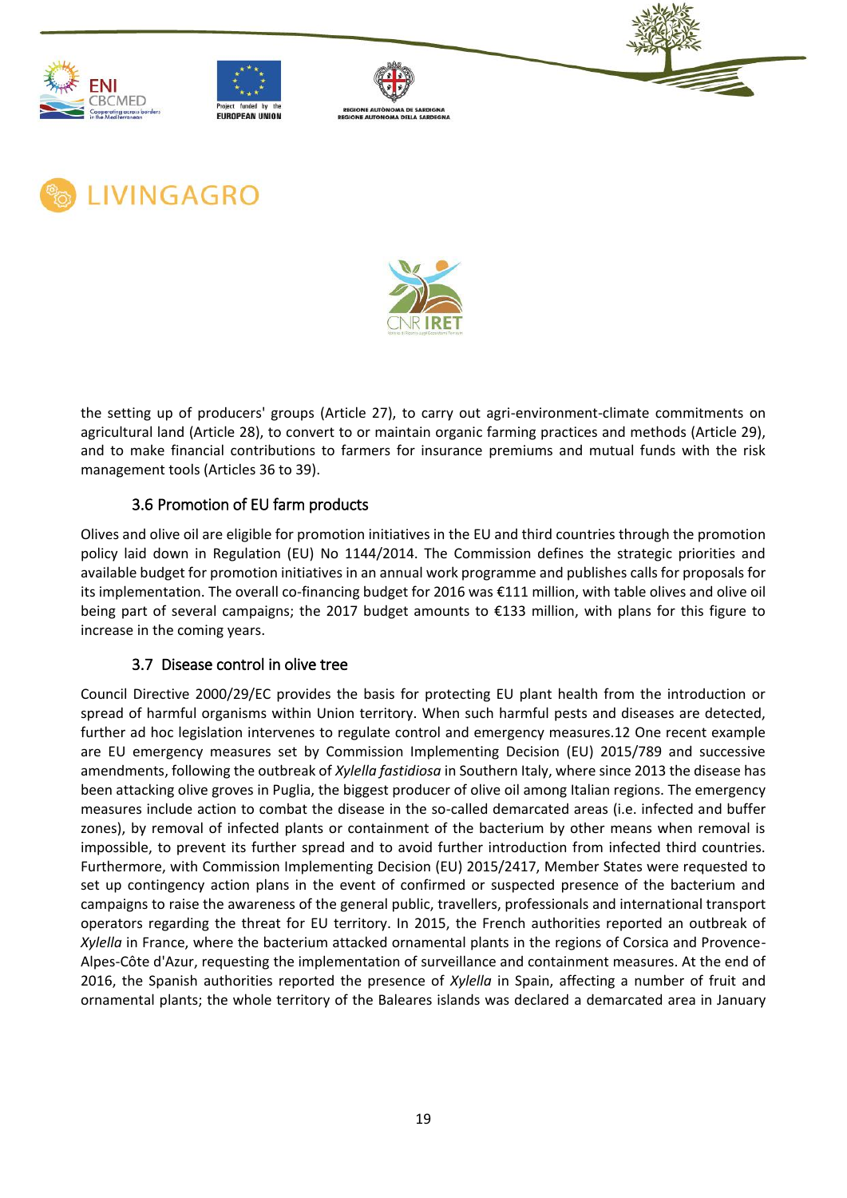the setting up of producers' groups (Article 27), to carry out agri-environment-climate commitments on agricultural land (Article 28), to convert to or maintain organic farming practices and methods (Article 29), and to make financial contributions to farmers for insurance premiums and mutual funds with the risk management tools (Articles 36 to 39).

### 3.6 Promotion of EU farm products

Olives and olive oil are eligible for promotion initiatives in the EU and third countries through the promotion policy laid down in Regulation (EU) No 1144/2014. The Commission defines the strategic priorities and available budget for promotion initiatives in an annual work programme and publishes calls for proposals for its implementation. The overall co-financing budget for 2016 was €111 million, with table olives and olive oil being part of several campaigns; the 2017 budget amounts to €133 million, with plans for this figure to increase in the coming years.

### 3.7 Disease control in olive tree

Council Directive 2000/29/EC provides the basis for protecting EU plant health from the introduction or spread of harmful organisms within Union territory. When such harmful pests and diseases are detected, further ad hoc legislation intervenes to regulate control and emergency measures.12 One recent example are EU emergency measures set by Commission Implementing Decision (EU) 2015/789 and successive amendments, following the outbreak of *Xylella fastidiosa* in Southern Italy, where since 2013 the disease has been attacking olive groves in Puglia, the biggest producer of olive oil among Italian regions. The emergency measures include action to combat the disease in the so-called demarcated areas (i.e. infected and buffer zones), by removal of infected plants or containment of the bacterium by other means when removal is impossible, to prevent its further spread and to avoid further introduction from infected third countries. Furthermore, with Commission Implementing Decision (EU) 2015/2417, Member States were requested to set up contingency action plans in the event of confirmed or suspected presence of the bacterium and campaigns to raise the awareness of the general public, travellers, professionals and international transport operators regarding the threat for EU territory. In 2015, the French authorities reported an outbreak of *Xylella* in France, where the bacterium attacked ornamental plants in the regions of Corsica and Provence-Alpes-Côte d'Azur, requesting the implementation of surveillance and containment measures. At the end of 2016, the Spanish authorities reported the presence of *Xylella* in Spain, affecting a number of fruit and ornamental plants; the whole territory of the Baleares islands was declared a demarcated area in January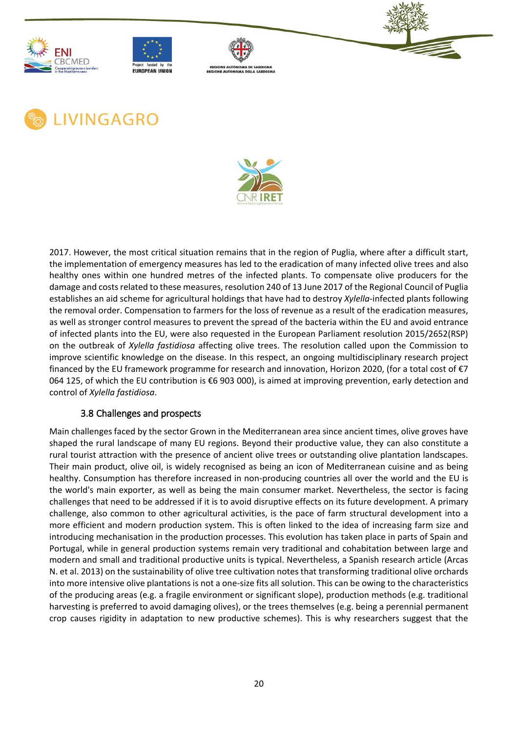2017. However, the most critical situation remains that in the region of Puglia, where after a difficult start, the implementation of emergency measures has led to the eradication of many infected olive trees and also healthy ones within one hundred metres of the infected plants. To compensate olive producers for the damage and costs related to these measures, resolution 240 of 13 June 2017 of the Regional Council of Puglia establishes an aid scheme for agricultural holdings that have had to destroy *Xylella*-infected plants following the removal order. Compensation to farmers for the loss of revenue as a result of the eradication measures, as well as stronger control measures to prevent the spread of the bacteria within the EU and avoid entrance of infected plants into the EU, were also requested in the European Parliament resolution 2015/2652(RSP) on the outbreak of *Xylella fastidiosa* affecting olive trees. The resolution called upon the Commission to improve scientific knowledge on the disease. In this respect, an ongoing multidisciplinary research project financed by the EU framework programme for research and innovation, Horizon 2020, (for a total cost of €7 064 125, of which the EU contribution is €6 903 000), is aimed at improving prevention, early detection and control of *Xylella fastidiosa*.

### 3.8 Challenges and prospects

Main challenges faced by the sector Grown in the Mediterranean area since ancient times, olive groves have shaped the rural landscape of many EU regions. Beyond their productive value, they can also constitute a rural tourist attraction with the presence of ancient olive trees or outstanding olive plantation landscapes. Their main product, olive oil, is widely recognised as being an icon of Mediterranean cuisine and as being healthy. Consumption has therefore increased in non-producing countries all over the world and the EU is the world's main exporter, as well as being the main consumer market. Nevertheless, the sector is facing challenges that need to be addressed if it is to avoid disruptive effects on its future development. A primary challenge, also common to other agricultural activities, is the pace of farm structural development into a more efficient and modern production system. This is often linked to the idea of increasing farm size and introducing mechanisation in the production processes. This evolution has taken place in parts of Spain and Portugal, while in general production systems remain very traditional and cohabitation between large and modern and small and traditional productive units is typical. Nevertheless, a Spanish research article (Arcas N. et al. 2013) on the sustainability of olive tree cultivation notes that transforming traditional olive orchards into more intensive olive plantations is not a one-size fits all solution. This can be owing to the characteristics of the producing areas (e.g. a fragile environment or significant slope), production methods (e.g. traditional harvesting is preferred to avoid damaging olives), or the trees themselves (e.g. being a perennial permanent crop causes rigidity in adaptation to new productive schemes). This is why researchers suggest that the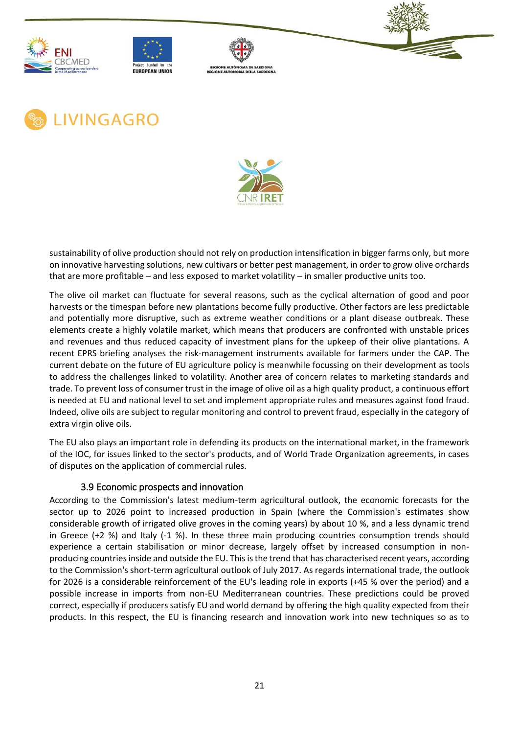sustainability of olive production should not rely on production intensification in bigger farms only, but more on innovative harvesting solutions, new cultivars or better pest management, in order to grow olive orchards that are more profitable – and less exposed to market volatility – in smaller productive units too.

The olive oil market can fluctuate for several reasons, such as the cyclical alternation of good and poor harvests or the timespan before new plantations become fully productive. Other factors are less predictable and potentially more disruptive, such as extreme weather conditions or a plant disease outbreak. These elements create a highly volatile market, which means that producers are confronted with unstable prices and revenues and thus reduced capacity of investment plans for the upkeep of their olive plantations. A recent EPRS briefing analyses the risk-management instruments available for farmers under the CAP. The current debate on the future of EU agriculture policy is meanwhile focussing on their development as tools to address the challenges linked to volatility. Another area of concern relates to marketing standards and trade. To prevent loss of consumer trust in the image of olive oil as a high quality product, a continuous effort is needed at EU and national level to set and implement appropriate rules and measures against food fraud. Indeed, olive oils are subject to regular monitoring and control to prevent fraud, especially in the category of extra virgin olive oils.

The EU also plays an important role in defending its products on the international market, in the framework of the IOC, for issues linked to the sector's products, and of World Trade Organization agreements, in cases of disputes on the application of commercial rules.

### 3.9 Economic prospects and innovation

According to the Commission's latest medium-term agricultural outlook, the economic forecasts for the sector up to 2026 point to increased production in Spain (where the Commission's estimates show considerable growth of irrigated olive groves in the coming years) by about 10 %, and a less dynamic trend in Greece (+2 %) and Italy (-1 %). In these three main producing countries consumption trends should experience a certain stabilisation or minor decrease, largely offset by increased consumption in non-producing countries inside and outside the EU. This is the trend that has characterised recent years, according to the Commission's short-term agricultural outlook of July 2017. As regards international trade, the outlook for 2026 is a considerable reinforcement of the EU's leading role in exports (+45 % over the period) and a possible increase in imports from non-EU Mediterranean countries. These predictions could be proved correct, especially if producers satisfy EU and world demand by offering the high quality expected from their products. In this respect, the EU is financing research and innovation work into new techniques so as to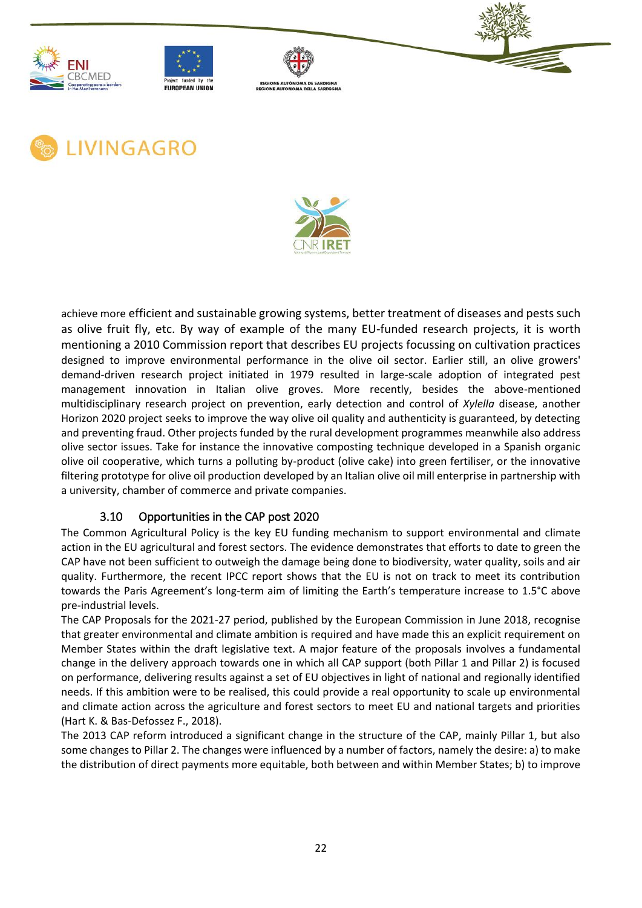achieve more efficient and sustainable growing systems, better treatment of diseases and pests such as olive fruit fly, etc. By way of example of the many EU-funded research projects, it is worth mentioning a 2010 Commission report that describes EU projects focussing on cultivation practices designed to improve environmental performance in the olive oil sector. Earlier still, an olive growers' demand-driven research project initiated in 1979 resulted in large-scale adoption of integrated pest management innovation in Italian olive groves. More recently, besides the above-mentioned multidisciplinary research project on prevention, early detection and control of *Xylella* disease, another Horizon 2020 project seeks to improve the way olive oil quality and authenticity is guaranteed, by detecting and preventing fraud. Other projects funded by the rural development programmes meanwhile also address olive sector issues. Take for instance the innovative composting technique developed in a Spanish organic olive oil cooperative, which turns a polluting by-product (olive cake) into green fertiliser, or the innovative filtering prototype for olive oil production developed by an Italian olive oil mill enterprise in partnership with a university, chamber of commerce and private companies.

### 3.10 Opportunities in the CAP post 2020

The Common Agricultural Policy is the key EU funding mechanism to support environmental and climate action in the EU agricultural and forest sectors. The evidence demonstrates that efforts to date to green the CAP have not been sufficient to outweigh the damage being done to biodiversity, water quality, soils and air quality. Furthermore, the recent IPCC report shows that the EU is not on track to meet its contribution towards the Paris Agreement's long-term aim of limiting the Earth's temperature increase to 1.5°C above pre-industrial levels.

The CAP Proposals for the 2021-27 period, published by the European Commission in June 2018, recognise that greater environmental and climate ambition is required and have made this an explicit requirement on Member States within the draft legislative text. A major feature of the proposals involves a fundamental change in the delivery approach towards one in which all CAP support (both Pillar 1 and Pillar 2) is focused on performance, delivering results against a set of EU objectives in light of national and regionally identified needs. If this ambition were to be realised, this could provide a real opportunity to scale up environmental and climate action across the agriculture and forest sectors to meet EU and national targets and priorities (Hart K. & Bas-Defossez F., 2018).

The 2013 CAP reform introduced a significant change in the structure of the CAP, mainly Pillar 1, but also some changes to Pillar 2. The changes were influenced by a number of factors, namely the desire: a) to make the distribution of direct payments more equitable, both between and within Member States; b) to improve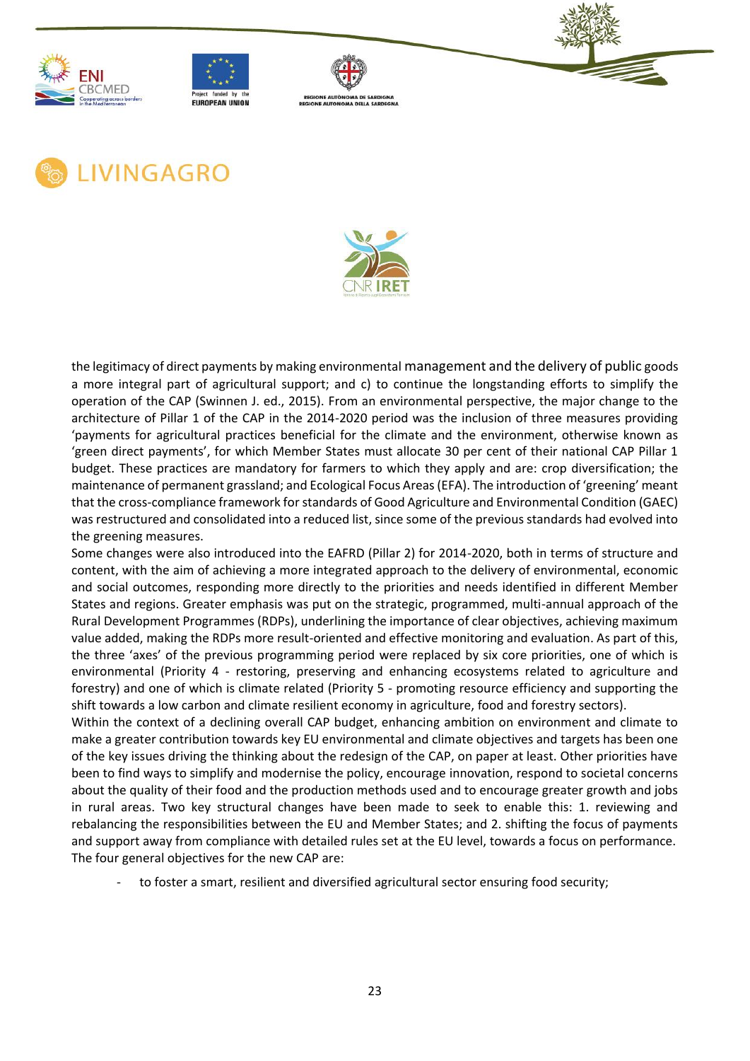the legitimacy of direct payments by making environmental management and the delivery of public goods a more integral part of agricultural support; and c) to continue the longstanding efforts to simplify the operation of the CAP (Swinnen J. ed., 2015). From an environmental perspective, the major change to the architecture of Pillar 1 of the CAP in the 2014-2020 period was the inclusion of three measures providing 'payments for agricultural practices beneficial for the climate and the environment, otherwise known as 'green direct payments', for which Member States must allocate 30 per cent of their national CAP Pillar 1 budget. These practices are mandatory for farmers to which they apply and are: crop diversification; the maintenance of permanent grassland; and Ecological Focus Areas (EFA). The introduction of 'greening' meant that the cross-compliance framework for standards of Good Agriculture and Environmental Condition (GAEC) was restructured and consolidated into a reduced list, since some of the previous standards had evolved into the greening measures.

Some changes were also introduced into the EAFRD (Pillar 2) for 2014-2020, both in terms of structure and content, with the aim of achieving a more integrated approach to the delivery of environmental, economic and social outcomes, responding more directly to the priorities and needs identified in different Member States and regions. Greater emphasis was put on the strategic, programmed, multi-annual approach of the Rural Development Programmes (RDPs), underlining the importance of clear objectives, achieving maximum value added, making the RDPs more result-oriented and effective monitoring and evaluation. As part of this, the three 'axes' of the previous programming period were replaced by six core priorities, one of which is environmental (Priority 4 - restoring, preserving and enhancing ecosystems related to agriculture and forestry) and one of which is climate related (Priority 5 - promoting resource efficiency and supporting the shift towards a low carbon and climate resilient economy in agriculture, food and forestry sectors).

Within the context of a declining overall CAP budget, enhancing ambition on environment and climate to make a greater contribution towards key EU environmental and climate objectives and targets has been one of the key issues driving the thinking about the redesign of the CAP, on paper at least. Other priorities have been to find ways to simplify and modernise the policy, encourage innovation, respond to societal concerns about the quality of their food and the production methods used and to encourage greater growth and jobs in rural areas. Two key structural changes have been made to seek to enable this: 1. reviewing and rebalancing the responsibilities between the EU and Member States; and 2. shifting the focus of payments and support away from compliance with detailed rules set at the EU level, towards a focus on performance. The four general objectives for the new CAP are:

- to foster a smart, resilient and diversified agricultural sector ensuring food security;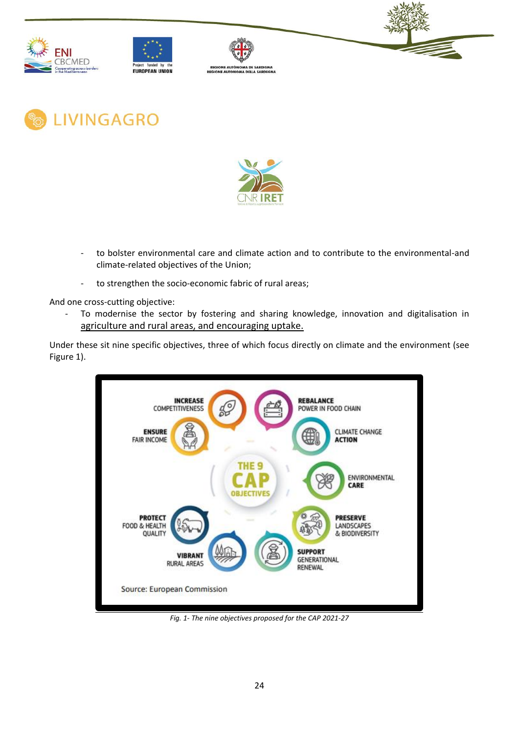- to bolster environmental care and climate action and to contribute to the environmental-and climate-related objectives of the Union;
- to strengthen the socio-economic fabric of rural areas;

And one cross-cutting objective:

- To modernise the sector by fostering and sharing knowledge, innovation and digitalisation in agriculture and rural areas, and encouraging uptake.

Under these sit nine specific objectives, three of which focus directly on climate and the environment (see Figure 1).

*Fig. 1- The nine objectives proposed for the CAP 2021-27*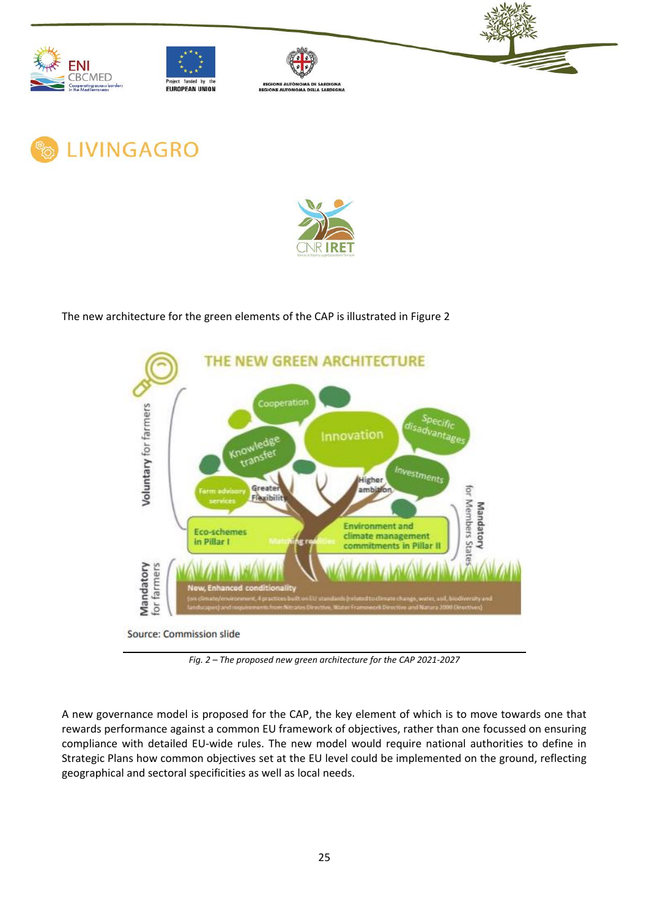The new architecture for the green elements of the CAP is illustrated in Figure 2

*Fig. 2 – The proposed new green architecture for the CAP 2021-2027*

A new governance model is proposed for the CAP, the key element of which is to move towards one that rewards performance against a common EU framework of objectives, rather than one focussed on ensuring compliance with detailed EU-wide rules. The new model would require national authorities to define in Strategic Plans how common objectives set at the EU level could be implemented on the ground, reflecting geographical and sectoral specificities as well as local needs.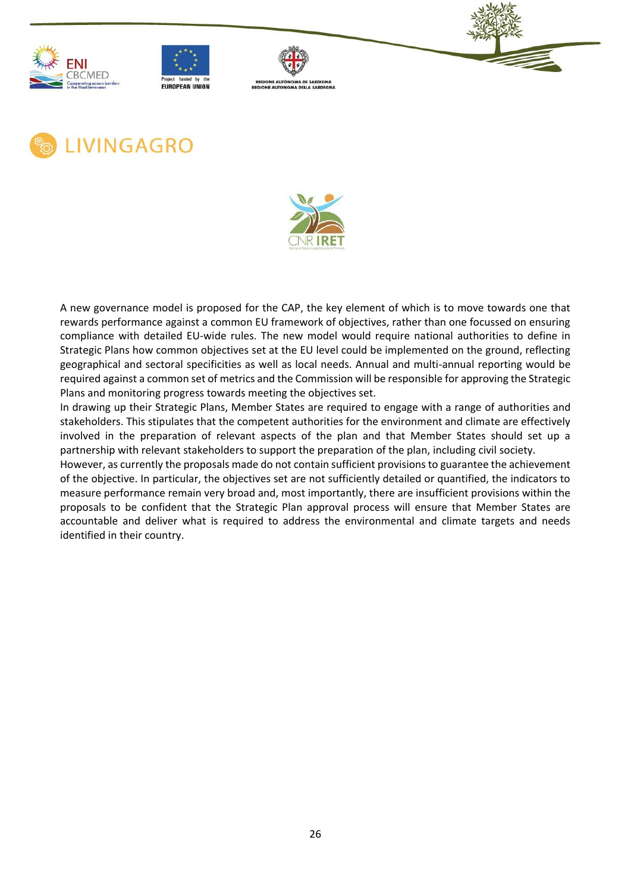A new governance model is proposed for the CAP, the key element of which is to move towards one that rewards performance against a common EU framework of objectives, rather than one focussed on ensuring compliance with detailed EU-wide rules. The new model would require national authorities to define in Strategic Plans how common objectives set at the EU level could be implemented on the ground, reflecting geographical and sectoral specificities as well as local needs. Annual and multi-annual reporting would be required against a common set of metrics and the Commission will be responsible for approving the Strategic Plans and monitoring progress towards meeting the objectives set.

In drawing up their Strategic Plans, Member States are required to engage with a range of authorities and stakeholders. This stipulates that the competent authorities for the environment and climate are effectively involved in the preparation of relevant aspects of the plan and that Member States should set up a partnership with relevant stakeholders to support the preparation of the plan, including civil society.

However, as currently the proposals made do not contain sufficient provisions to guarantee the achievement of the objective. In particular, the objectives set are not sufficiently detailed or quantified, the indicators to measure performance remain very broad and, most importantly, there are insufficient provisions within the proposals to be confident that the Strategic Plan approval process will ensure that Member States are accountable and deliver what is required to address the environmental and climate targets and needs identified in their country.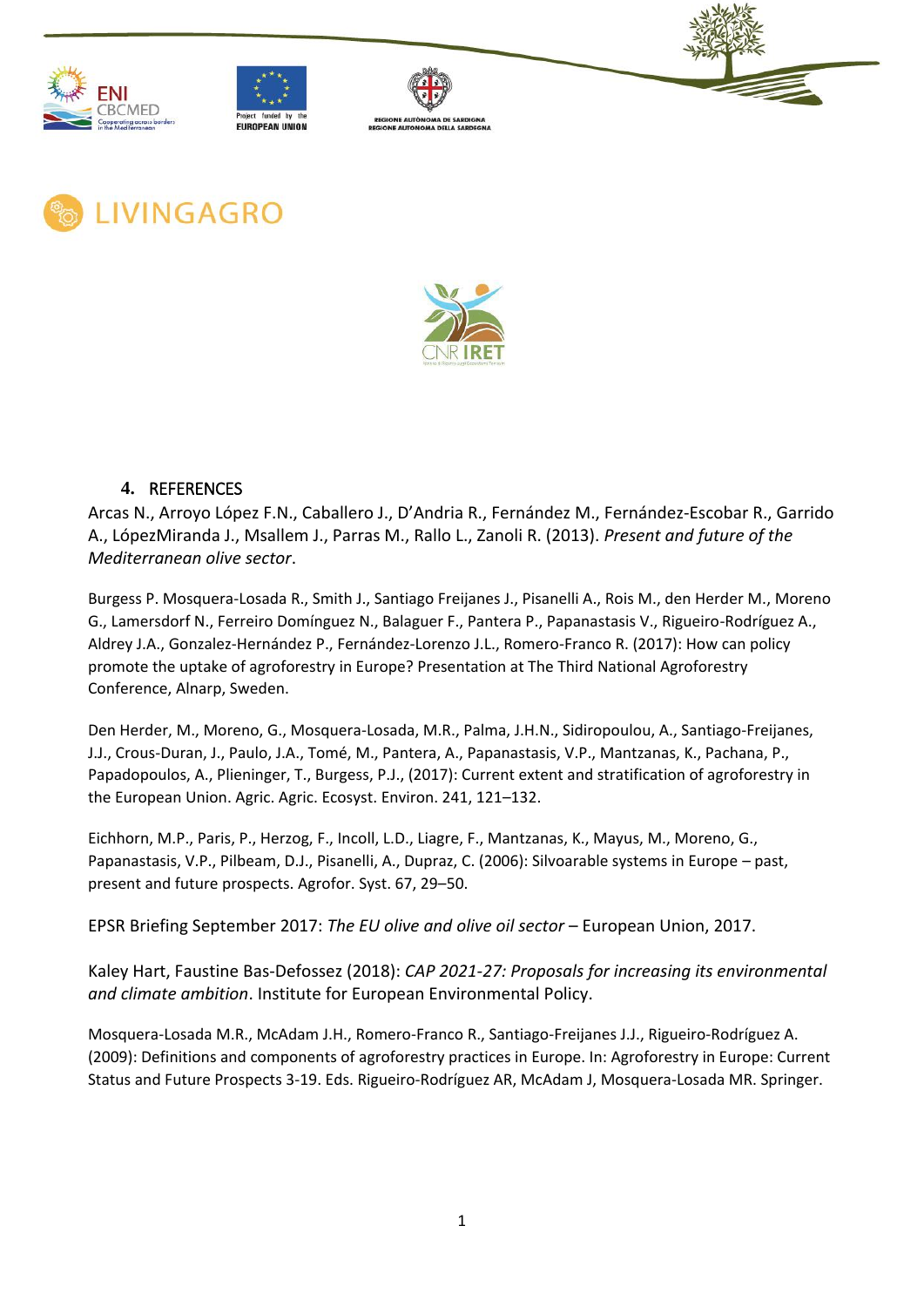## 4. REFERENCES

Arcas N., Arroyo López F.N., Caballero J., D'Andria R., Fernández M., Fernández-Escobar R., Garrido A., LópezMiranda J., Msallem J., Parras M., Rallo L., Zanoli R. (2013). *Present and future of the Mediterranean olive sector*.

Burgess P. Mosquera-Losada R., Smith J., Santiago Freijanes J., Pisanelli A., Rois M., den Herder M., Moreno G., Lamersdorf N., Ferreiro Domínguez N., Balaguer F., Pantera P., Papanastasis V., Rigueiro-Rodríguez A., Aldrey J.A., Gonzalez-Hernández P., Fernández-Lorenzo J.L., Romero-Franco R. (2017): How can policy promote the uptake of agroforestry in Europe? Presentation at The Third National Agroforestry Conference, Alnarp, Sweden.

Den Herder, M., Moreno, G., Mosquera-Losada, M.R., Palma, J.H.N., Sidiropoulou, A., Santiago-Freijanes, J.J., Crous-Duran, J., Paulo, J.A., Tomé, M., Pantera, A., Papanastasis, V.P., Mantzanas, K., Pachana, P., Papadopoulos, A., Plieninger, T., Burgess, P.J., (2017): Current extent and stratification of agroforestry in the European Union. Agric. Agric. Ecosyst. Environ. 241, 121–132.

Eichhorn, M.P., Paris, P., Herzog, F., Incoll, L.D., Liagre, F., Mantzanas, K., Mayus, M., Moreno, G., Papanastasis, V.P., Pilbeam, D.J., Pisanelli, A., Dupraz, C. (2006): Silvoarable systems in Europe – past, present and future prospects. Agrofor. Syst. 67, 29–50.

EPSR Briefing September 2017: *The EU olive and olive oil sector* – European Union, 2017.

Kaley Hart, Faustine Bas-Defossez (2018): *CAP 2021-27: Proposals for increasing its environmental and climate ambition*. Institute for European Environmental Policy.

Mosquera-Losada M.R., McAdam J.H., Romero-Franco R., Santiago-Freijanes J.J., Rigueiro-Rodríguez A. (2009): Definitions and components of agroforestry practices in Europe. In: Agroforestry in Europe: Current Status and Future Prospects 3-19. Eds. Rigueiro-Rodríguez AR, McAdam J, Mosquera-Losada MR. Springer.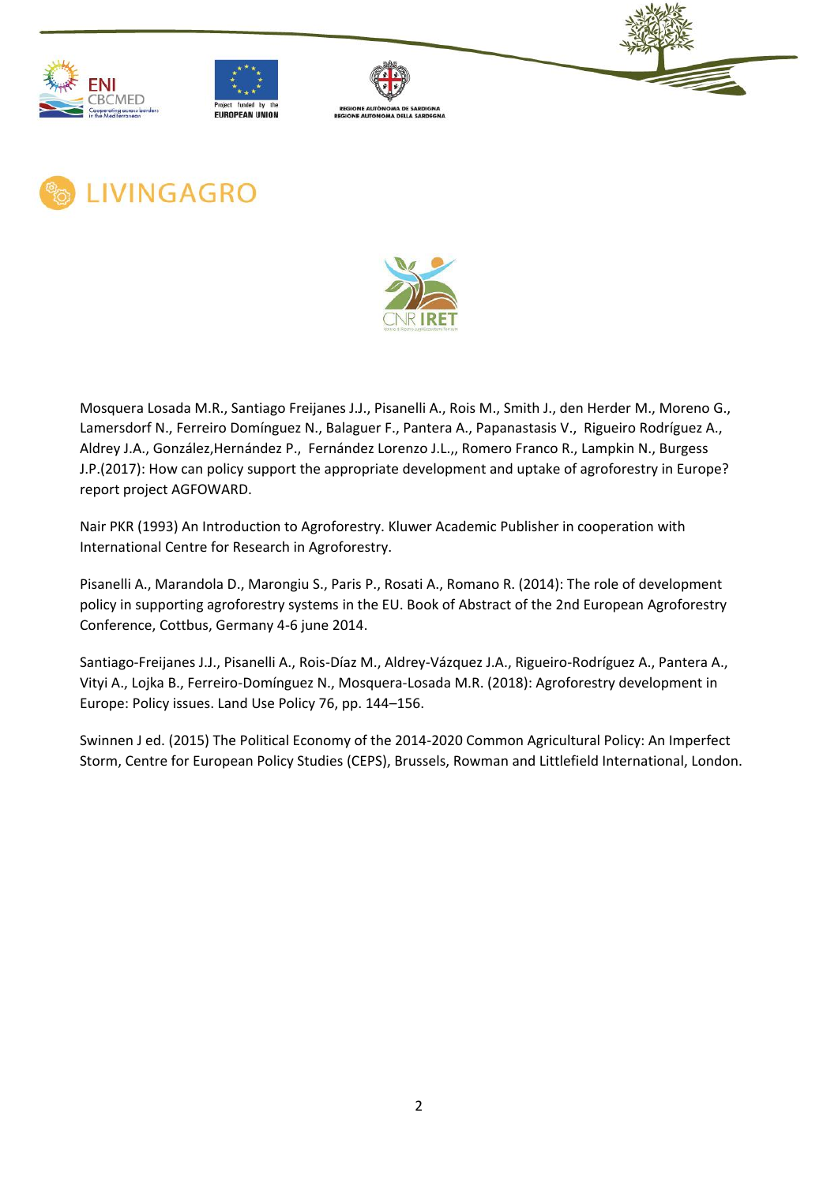Mosquera Losada M.R., Santiago Freijanes J.J., Pisanelli A., Rois M., Smith J., den Herder M., Moreno G., Lamersdorf N., Ferreiro Domínguez N., Balaguer F., Pantera A., Papanastasis V., Rigueiro Rodríguez A., Aldrey J.A., González,Hernández P., Fernández Lorenzo J.L.,, Romero Franco R., Lampkin N., Burgess J.P.(2017): How can policy support the appropriate development and uptake of agroforestry in Europe? report project AGFOWARD.

Nair PKR (1993) An Introduction to Agroforestry. Kluwer Academic Publisher in cooperation with International Centre for Research in Agroforestry.

Pisanelli A., Marandola D., Marongiu S., Paris P., Rosati A., Romano R. (2014): The role of development policy in supporting agroforestry systems in the EU. Book of Abstract of the 2nd European Agroforestry Conference, Cottbus, Germany 4-6 june 2014.

Santiago-Freijanes J.J., Pisanelli A., Rois-Díaz M., Aldrey-Vázquez J.A., Rigueiro-Rodríguez A., Pantera A., Vityi A., Lojka B., Ferreiro-Domínguez N., Mosquera-Losada M.R. (2018): Agroforestry development in Europe: Policy issues. Land Use Policy 76, pp. 144–156.

Swinnen J ed. (2015) The Political Economy of the 2014-2020 Common Agricultural Policy: An Imperfect Storm, Centre for European Policy Studies (CEPS), Brussels, Rowman and Littlefield International, London.